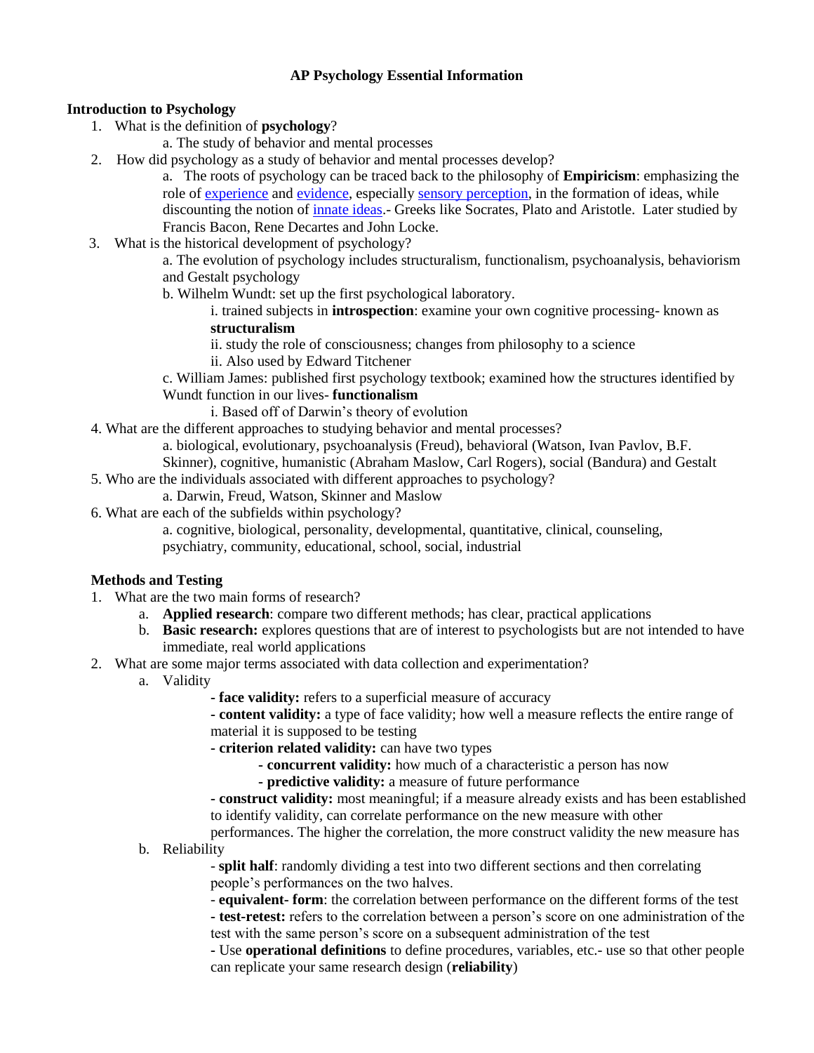# AP Psychology Essential Information

## Introduction to Psychology

1. What is the definition of **psychology**?
   a. The study of behavior and mental processes
2. How did psychology as a study of behavior and mental processes develop?
   a. The roots of psychology can be traced back to the philosophy of **Empiricism**: emphasizing the role of experience and evidence, especially sensory perception, in the formation of ideas, while discounting the notion of innate ideas.- Greeks like Socrates, Plato and Aristotle. Later studied by Francis Bacon, Rene Decartes and John Locke.
3. What is the historical development of psychology?
   a. The evolution of psychology includes structuralism, functionalism, psychoanalysis, behaviorism and Gestalt psychology
   b. Wilhelm Wundt: set up the first psychological laboratory.
      i. trained subjects in **introspection**: examine your own cognitive processing- known as **structuralism**
      ii. study the role of consciousness; changes from philosophy to a science
      ii. Also used by Edward Titchener
   c. William James: published first psychology textbook; examined how the structures identified by Wundt function in our lives- **functionalism**
      i. Based off of Darwin's theory of evolution
4. What are the different approaches to studying behavior and mental processes?
   a. biological, evolutionary, psychoanalysis (Freud), behavioral (Watson, Ivan Pavlov, B.F. Skinner), cognitive, humanistic (Abraham Maslow, Carl Rogers), social (Bandura) and Gestalt
5. Who are the individuals associated with different approaches to psychology?
   a. Darwin, Freud, Watson, Skinner and Maslow
6. What are each of the subfields within psychology?
   a. cognitive, biological, personality, developmental, quantitative, clinical, counseling, psychiatry, community, educational, school, social, industrial

## Methods and Testing

1. What are the two main forms of research?
   a. **Applied research**: compare two different methods; has clear, practical applications
   b. **Basic research:** explores questions that are of interest to psychologists but are not intended to have immediate, real world applications
2. What are some major terms associated with data collection and experimentation?
   a. Validity
      - **face validity:** refers to a superficial measure of accuracy
      - **content validity:** a type of face validity; how well a measure reflects the entire range of material it is supposed to be testing
      - **criterion related validity:** can have two types
         - **concurrent validity:** how much of a characteristic a person has now
         - **predictive validity:** a measure of future performance
      - **construct validity:** most meaningful; if a measure already exists and has been established to identify validity, can correlate performance on the new measure with other performances. The higher the correlation, the more construct validity the new measure has
   b. Reliability
      - **split half**: randomly dividing a test into two different sections and then correlating people's performances on the two halves.
      - **equivalent- form**: the correlation between performance on the different forms of the test
      - **test-retest:** refers to the correlation between a person's score on one administration of the test with the same person's score on a subsequent administration of the test
      - Use **operational definitions** to define procedures, variables, etc.- use so that other people can replicate your same research design (**reliability**)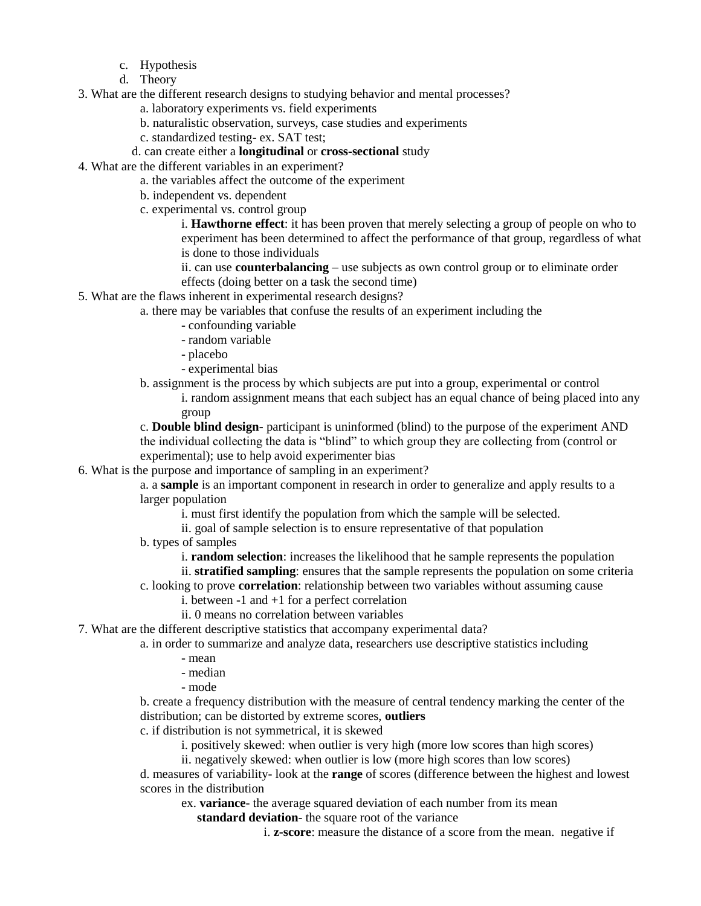c. Hypothesis
   d. Theory

3. What are the different research designs to studying behavior and mental processes?
   - a. laboratory experiments vs. field experiments
   - b. naturalistic observation, surveys, case studies and experiments
   - c. standardized testing- ex. SAT test;
   - d. can create either a **longitudinal** or **cross-sectional** study

4. What are the different variables in an experiment?
   - a. the variables affect the outcome of the experiment
   - b. independent vs. dependent
   - c. experimental vs. control group
     - i. **Hawthorne effect**: it has been proven that merely selecting a group of people on who to experiment has been determined to affect the performance of that group, regardless of what is done to those individuals
     - ii. can use **counterbalancing** – use subjects as own control group or to eliminate order effects (doing better on a task the second time)

5. What are the flaws inherent in experimental research designs?
   - a. there may be variables that confuse the results of an experiment including the
     - confounding variable
     - random variable
     - placebo
     - experimental bias
   - b. assignment is the process by which subjects are put into a group, experimental or control
     - i. random assignment means that each subject has an equal chance of being placed into any group
   - c. **Double blind design-** participant is uninformed (blind) to the purpose of the experiment AND the individual collecting the data is "blind" to which group they are collecting from (control or experimental); use to help avoid experimenter bias

6. What is the purpose and importance of sampling in an experiment?
   - a. a **sample** is an important component in research in order to generalize and apply results to a larger population
     - i. must first identify the population from which the sample will be selected.
     - ii. goal of sample selection is to ensure representative of that population
   - b. types of samples
     - i. **random selection**: increases the likelihood that he sample represents the population
     - ii. **stratified sampling**: ensures that the sample represents the population on some criteria
   - c. looking to prove **correlation**: relationship between two variables without assuming cause
     - i. between -1 and +1 for a perfect correlation
     - ii. 0 means no correlation between variables

7. What are the different descriptive statistics that accompany experimental data?
   - a. in order to summarize and analyze data, researchers use descriptive statistics including
     - mean
     - median
     - mode
   - b. create a frequency distribution with the measure of central tendency marking the center of the distribution; can be distorted by extreme scores, **outliers**
   - c. if distribution is not symmetrical, it is skewed
     - i. positively skewed: when outlier is very high (more low scores than high scores)
     - ii. negatively skewed: when outlier is low (more high scores than low scores)
   - d. measures of variability- look at the **range** of scores (difference between the highest and lowest scores in the distribution

     ex. **variance**- the average squared deviation of each number from its mean

     **standard deviation**- the square root of the variance

     - i. **z-score**: measure the distance of a score from the mean. negative if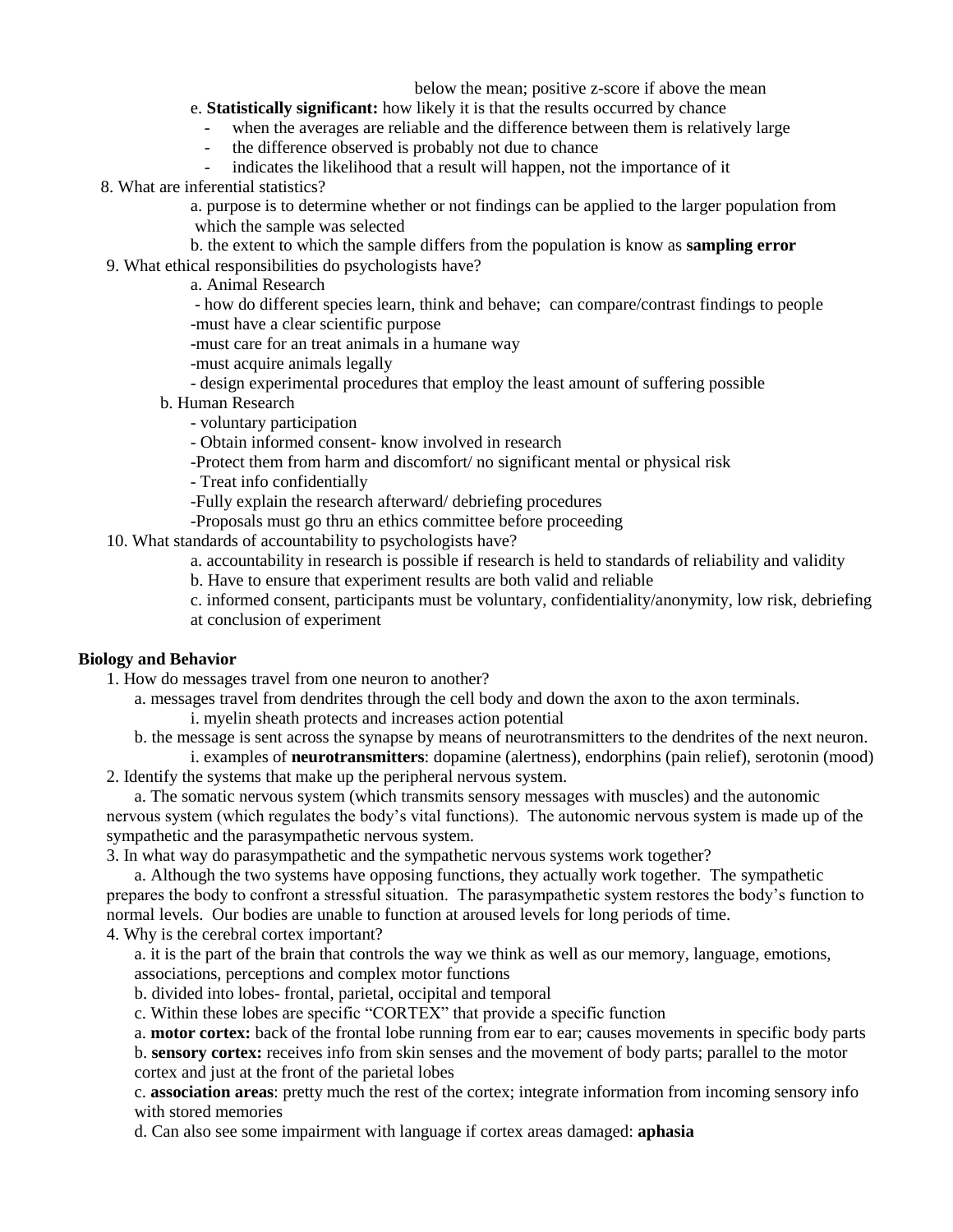below the mean; positive z-score if above the mean

e. **Statistically significant:** how likely it is that the results occurred by chance

- when the averages are reliable and the difference between them is relatively large
- the difference observed is probably not due to chance
- indicates the likelihood that a result will happen, not the importance of it

8. What are inferential statistics?

a. purpose is to determine whether or not findings can be applied to the larger population from which the sample was selected

b. the extent to which the sample differs from the population is know as **sampling error**

9. What ethical responsibilities do psychologists have?

a. Animal Research

- how do different species learn, think and behave; can compare/contrast findings to people
- must have a clear scientific purpose
- must care for an treat animals in a humane way
- must acquire animals legally
- design experimental procedures that employ the least amount of suffering possible

b. Human Research

- voluntary participation
- Obtain informed consent- know involved in research
- Protect them from harm and discomfort/ no significant mental or physical risk
- Treat info confidentially
- Fully explain the research afterward/ debriefing procedures
- Proposals must go thru an ethics committee before proceeding

10. What standards of accountability to psychologists have?

a. accountability in research is possible if research is held to standards of reliability and validity

b. Have to ensure that experiment results are both valid and reliable

c. informed consent, participants must be voluntary, confidentiality/anonymity, low risk, debriefing at conclusion of experiment

**Biology and Behavior**

1. How do messages travel from one neuron to another?

a. messages travel from dendrites through the cell body and down the axon to the axon terminals.

i. myelin sheath protects and increases action potential

b. the message is sent across the synapse by means of neurotransmitters to the dendrites of the next neuron.

i. examples of **neurotransmitters**: dopamine (alertness), endorphins (pain relief), serotonin (mood)

2. Identify the systems that make up the peripheral nervous system.

a. The somatic nervous system (which transmits sensory messages with muscles) and the autonomic nervous system (which regulates the body's vital functions). The autonomic nervous system is made up of the sympathetic and the parasympathetic nervous system.

3. In what way do parasympathetic and the sympathetic nervous systems work together?

a. Although the two systems have opposing functions, they actually work together. The sympathetic prepares the body to confront a stressful situation. The parasympathetic system restores the body's function to normal levels. Our bodies are unable to function at aroused levels for long periods of time.

4. Why is the cerebral cortex important?

a. it is the part of the brain that controls the way we think as well as our memory, language, emotions, associations, perceptions and complex motor functions

b. divided into lobes- frontal, parietal, occipital and temporal

c. Within these lobes are specific "CORTEX" that provide a specific function

a. **motor cortex:** back of the frontal lobe running from ear to ear; causes movements in specific body parts

b. **sensory cortex:** receives info from skin senses and the movement of body parts; parallel to the motor cortex and just at the front of the parietal lobes

c. **association areas**: pretty much the rest of the cortex; integrate information from incoming sensory info with stored memories

d. Can also see some impairment with language if cortex areas damaged: **aphasia**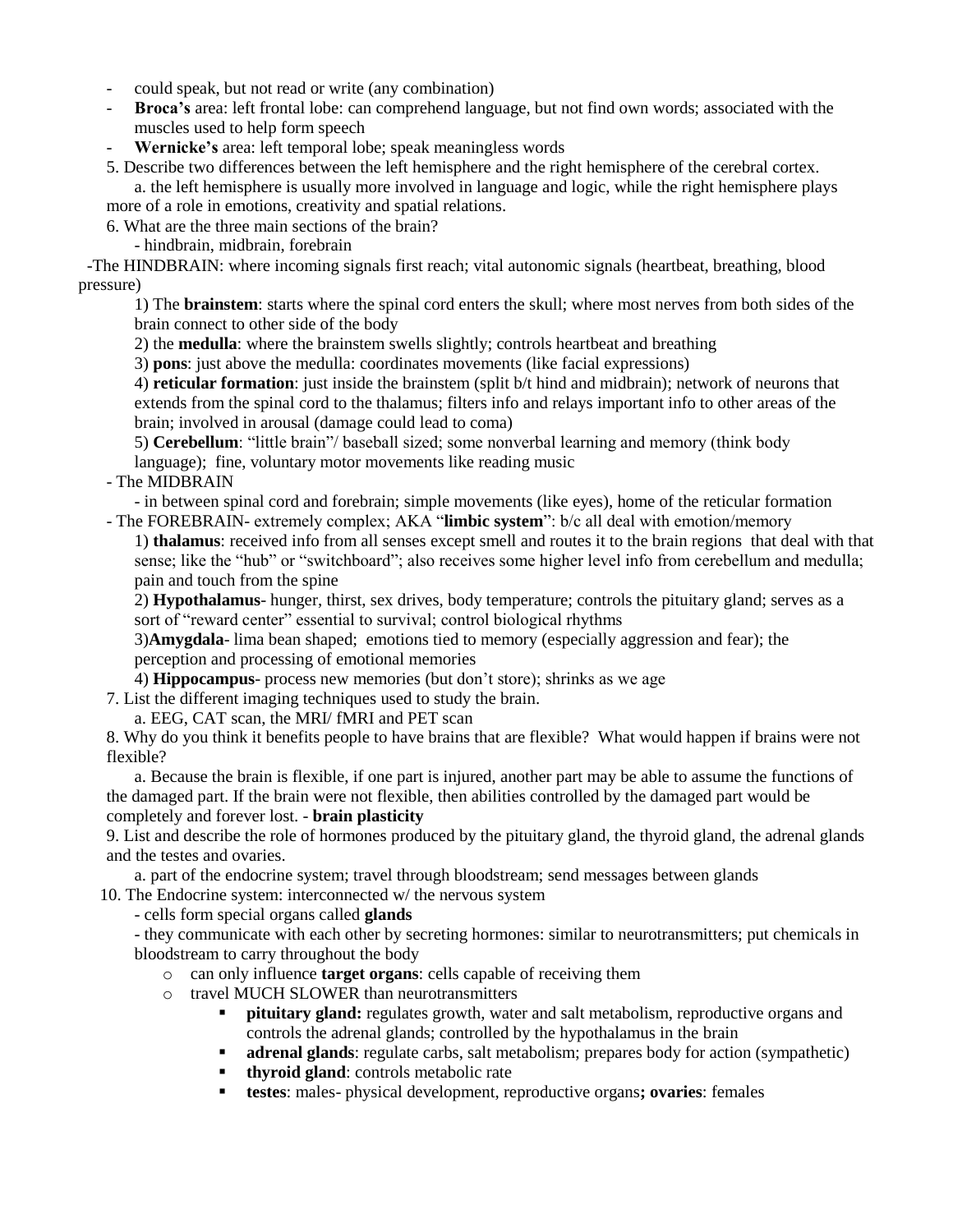- could speak, but not read or write (any combination)
- **Broca's** area: left frontal lobe: can comprehend language, but not find own words; associated with the muscles used to help form speech
- **Wernicke's** area: left temporal lobe; speak meaningless words

5. Describe two differences between the left hemisphere and the right hemisphere of the cerebral cortex.

   a. the left hemisphere is usually more involved in language and logic, while the right hemisphere plays more of a role in emotions, creativity and spatial relations.

6. What are the three main sections of the brain?

   - hindbrain, midbrain, forebrain

-The HINDBRAIN: where incoming signals first reach; vital autonomic signals (heartbeat, breathing, blood pressure)

1) The **brainstem**: starts where the spinal cord enters the skull; where most nerves from both sides of the brain connect to other side of the body
2) the **medulla**: where the brainstem swells slightly; controls heartbeat and breathing
3) **pons**: just above the medulla: coordinates movements (like facial expressions)
4) **reticular formation**: just inside the brainstem (split b/t hind and midbrain); network of neurons that extends from the spinal cord to the thalamus; filters info and relays important info to other areas of the brain; involved in arousal (damage could lead to coma)
5) **Cerebellum**: "little brain"/ baseball sized; some nonverbal learning and memory (think body language); fine, voluntary motor movements like reading music

- The MIDBRAIN
  - in between spinal cord and forebrain; simple movements (like eyes), home of the reticular formation
- The FOREBRAIN- extremely complex; AKA "**limbic system**": b/c all deal with emotion/memory

1) **thalamus**: received info from all senses except smell and routes it to the brain regions that deal with that sense; like the "hub" or "switchboard"; also receives some higher level info from cerebellum and medulla; pain and touch from the spine
2) **Hypothalamus**- hunger, thirst, sex drives, body temperature; controls the pituitary gland; serves as a sort of "reward center" essential to survival; control biological rhythms
3)**Amygdala**- lima bean shaped; emotions tied to memory (especially aggression and fear); the perception and processing of emotional memories
4) **Hippocampus**- process new memories (but don't store); shrinks as we age

7. List the different imaging techniques used to study the brain.

   a. EEG, CAT scan, the MRI/ fMRI and PET scan

8. Why do you think it benefits people to have brains that are flexible? What would happen if brains were not flexible?

   a. Because the brain is flexible, if one part is injured, another part may be able to assume the functions of the damaged part. If the brain were not flexible, then abilities controlled by the damaged part would be completely and forever lost. - **brain plasticity**

9. List and describe the role of hormones produced by the pituitary gland, the thyroid gland, the adrenal glands and the testes and ovaries.

   a. part of the endocrine system; travel through bloodstream; send messages between glands

10. The Endocrine system: interconnected w/ the nervous system

   - cells form special organs called **glands**
   - they communicate with each other by secreting hormones: similar to neurotransmitters; put chemicals in bloodstream to carry throughout the body
     - can only influence **target organs**: cells capable of receiving them
     - travel MUCH SLOWER than neurotransmitters
       - **pituitary gland:** regulates growth, water and salt metabolism, reproductive organs and controls the adrenal glands; controlled by the hypothalamus in the brain
       - **adrenal glands**: regulate carbs, salt metabolism; prepares body for action (sympathetic)
       - **thyroid gland**: controls metabolic rate
       - **testes**: males- physical development, reproductive organs**; ovaries**: females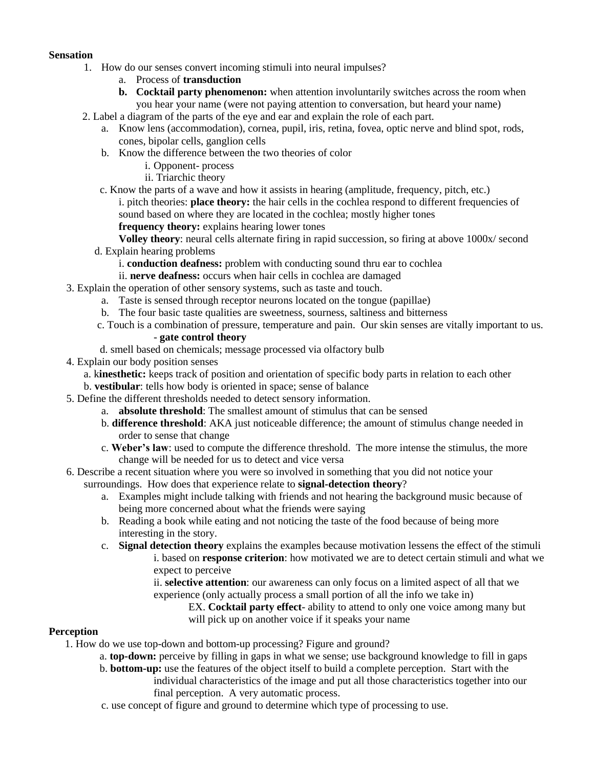**Sensation**

1. How do our senses convert incoming stimuli into neural impulses?
   a. Process of **transduction**
   **b. Cocktail party phenomenon:** when attention involuntarily switches across the room when you hear your name (were not paying attention to conversation, but heard your name)
2. Label a diagram of the parts of the eye and ear and explain the role of each part.
   a. Know lens (accommodation), cornea, pupil, iris, retina, fovea, optic nerve and blind spot, rods, cones, bipolar cells, ganglion cells
   b. Know the difference between the two theories of color
      i. Opponent- process
      ii. Triarchic theory
   c. Know the parts of a wave and how it assists in hearing (amplitude, frequency, pitch, etc.)
      i. pitch theories: **place theory:** the hair cells in the cochlea respond to different frequencies of sound based on where they are located in the cochlea; mostly higher tones
      **frequency theory:** explains hearing lower tones
      **Volley theory**: neural cells alternate firing in rapid succession, so firing at above 1000x/ second
   d. Explain hearing problems
      i. **conduction deafness:** problem with conducting sound thru ear to cochlea
      ii. **nerve deafness:** occurs when hair cells in cochlea are damaged
3. Explain the operation of other sensory systems, such as taste and touch.
   a. Taste is sensed through receptor neurons located on the tongue (papillae)
   b. The four basic taste qualities are sweetness, sourness, saltiness and bitterness
   c. Touch is a combination of pressure, temperature and pain. Our skin senses are vitally important to us.
      - **gate control theory**
   d. smell based on chemicals; message processed via olfactory bulb
4. Explain our body position senses
   a. k**inesthetic:** keeps track of position and orientation of specific body parts in relation to each other
   b. **vestibular**: tells how body is oriented in space; sense of balance
5. Define the different thresholds needed to detect sensory information.
   a. **absolute threshold**: The smallest amount of stimulus that can be sensed
   b. **difference threshold**: AKA just noticeable difference; the amount of stimulus change needed in order to sense that change
   c. **Weber's law**: used to compute the difference threshold. The more intense the stimulus, the more change will be needed for us to detect and vice versa
6. Describe a recent situation where you were so involved in something that you did not notice your surroundings. How does that experience relate to **signal-detection theory**?
   a. Examples might include talking with friends and not hearing the background music because of being more concerned about what the friends were saying
   b. Reading a book while eating and not noticing the taste of the food because of being more interesting in the story.
   c. **Signal detection theory** explains the examples because motivation lessens the effect of the stimuli
      i. based on **response criterion**: how motivated we are to detect certain stimuli and what we expect to perceive
      ii. **selective attention**: our awareness can only focus on a limited aspect of all that we experience (only actually process a small portion of all the info we take in)
         EX. **Cocktail party effect**- ability to attend to only one voice among many but will pick up on another voice if it speaks your name

**Perception**

1. How do we use top-down and bottom-up processing? Figure and ground?
   a. **top-down:** perceive by filling in gaps in what we sense; use background knowledge to fill in gaps
   b. **bottom-up:** use the features of the object itself to build a complete perception. Start with the individual characteristics of the image and put all those characteristics together into our final perception. A very automatic process.
   c. use concept of figure and ground to determine which type of processing to use.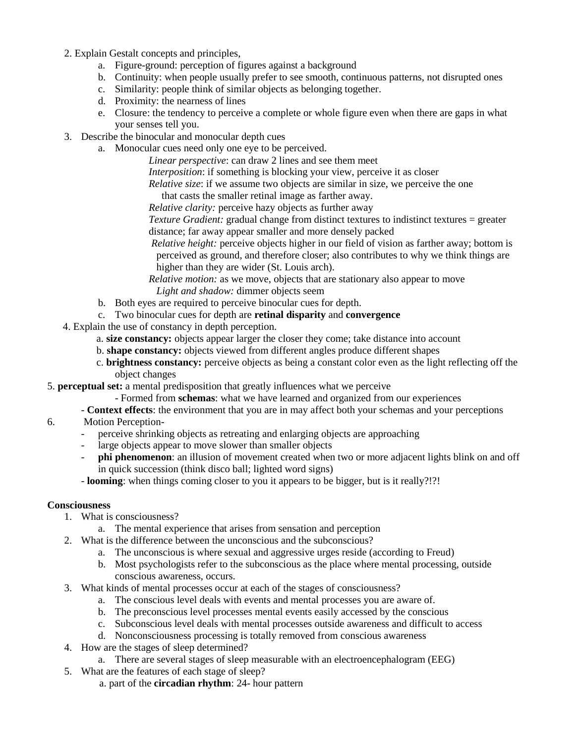2. Explain Gestalt concepts and principles,
    a. Figure-ground: perception of figures against a background
    b. Continuity: when people usually prefer to see smooth, continuous patterns, not disrupted ones
    c. Similarity: people think of similar objects as belonging together.
    d. Proximity: the nearness of lines
    e. Closure: the tendency to perceive a complete or whole figure even when there are gaps in what your senses tell you.
3. Describe the binocular and monocular depth cues
    a. Monocular cues need only one eye to be perceived.
        *Linear perspective*: can draw 2 lines and see them meet
        *Interposition*: if something is blocking your view, perceive it as closer
        *Relative size*: if we assume two objects are similar in size, we perceive the one that casts the smaller retinal image as farther away.
        *Relative clarity:* perceive hazy objects as further away
        *Texture Gradient:* gradual change from distinct textures to indistinct textures = greater distance; far away appear smaller and more densely packed
        *Relative height:* perceive objects higher in our field of vision as farther away; bottom is perceived as ground, and therefore closer; also contributes to why we think things are higher than they are wider (St. Louis arch).
        *Relative motion:* as we move, objects that are stationary also appear to move
        *Light and shadow:* dimmer objects seem
    b. Both eyes are required to perceive binocular cues for depth.
    c. Two binocular cues for depth are **retinal disparity** and **convergence**
4. Explain the use of constancy in depth perception.
    a. **size constancy:** objects appear larger the closer they come; take distance into account
    b. **shape constancy:** objects viewed from different angles produce different shapes
    c. **brightness constancy:** perceive objects as being a constant color even as the light reflecting off the object changes
5. **perceptual set:** a mental predisposition that greatly influences what we perceive
    - Formed from **schemas**: what we have learned and organized from our experiences
    - **Context effects**: the environment that you are in may affect both your schemas and your perceptions
6. Motion Perception-
    - perceive shrinking objects as retreating and enlarging objects are approaching
    - large objects appear to move slower than smaller objects
    - **phi phenomenon**: an illusion of movement created when two or more adjacent lights blink on and off in quick succession (think disco ball; lighted word signs)
    - **looming**: when things coming closer to you it appears to be bigger, but is it really?!?!

**Consciousness**

1. What is consciousness?
    a. The mental experience that arises from sensation and perception
2. What is the difference between the unconscious and the subconscious?
    a. The unconscious is where sexual and aggressive urges reside (according to Freud)
    b. Most psychologists refer to the subconscious as the place where mental processing, outside conscious awareness, occurs.
3. What kinds of mental processes occur at each of the stages of consciousness?
    a. The conscious level deals with events and mental processes you are aware of.
    b. The preconscious level processes mental events easily accessed by the conscious
    c. Subconscious level deals with mental processes outside awareness and difficult to access
    d. Nonconsciousness processing is totally removed from conscious awareness
4. How are the stages of sleep determined?
    a. There are several stages of sleep measurable with an electroencephalogram (EEG)
5. What are the features of each stage of sleep?
    a. part of the **circadian rhythm**: 24- hour pattern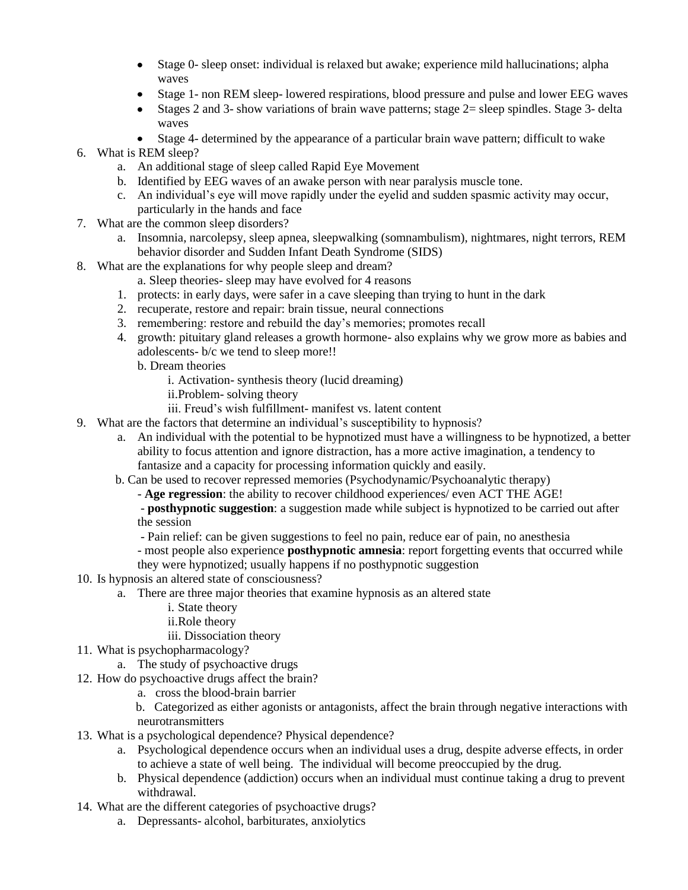- Stage 0- sleep onset: individual is relaxed but awake; experience mild hallucinations; alpha waves
- Stage 1- non REM sleep- lowered respirations, blood pressure and pulse and lower EEG waves
- Stages 2 and 3- show variations of brain wave patterns; stage 2= sleep spindles. Stage 3- delta waves
- Stage 4- determined by the appearance of a particular brain wave pattern; difficult to wake

6. What is REM sleep?
    a. An additional stage of sleep called Rapid Eye Movement
    b. Identified by EEG waves of an awake person with near paralysis muscle tone.
    c. An individual's eye will move rapidly under the eyelid and sudden spasmic activity may occur, particularly in the hands and face
7. What are the common sleep disorders?
    a. Insomnia, narcolepsy, sleep apnea, sleepwalking (somnambulism), nightmares, night terrors, REM behavior disorder and Sudden Infant Death Syndrome (SIDS)
8. What are the explanations for why people sleep and dream?
    a. Sleep theories- sleep may have evolved for 4 reasons
    1. protects: in early days, were safer in a cave sleeping than trying to hunt in the dark
    2. recuperate, restore and repair: brain tissue, neural connections
    3. remembering: restore and rebuild the day's memories; promotes recall
    4. growth: pituitary gland releases a growth hormone- also explains why we grow more as babies and adolescents- b/c we tend to sleep more!!

    b. Dream theories
        i. Activation- synthesis theory (lucid dreaming)
        ii. Problem- solving theory
        iii. Freud's wish fulfillment- manifest vs. latent content
9. What are the factors that determine an individual's susceptibility to hypnosis?
    a. An individual with the potential to be hypnotized must have a willingness to be hypnotized, a better ability to focus attention and ignore distraction, has a more active imagination, a tendency to fantasize and a capacity for processing information quickly and easily.
    b. Can be used to recover repressed memories (Psychodynamic/Psychoanalytic therapy)
        - **Age regression**: the ability to recover childhood experiences/ even ACT THE AGE!
        - **posthypnotic suggestion**: a suggestion made while subject is hypnotized to be carried out after the session
        - Pain relief: can be given suggestions to feel no pain, reduce ear of pain, no anesthesia
        - most people also experience **posthypnotic amnesia**: report forgetting events that occurred while they were hypnotized; usually happens if no posthypnotic suggestion
10. Is hypnosis an altered state of consciousness?
    a. There are three major theories that examine hypnosis as an altered state
        i. State theory
        ii. Role theory
        iii. Dissociation theory
11. What is psychopharmacology?
    a. The study of psychoactive drugs
12. How do psychoactive drugs affect the brain?
    a. cross the blood-brain barrier
    b. Categorized as either agonists or antagonists, affect the brain through negative interactions with neurotransmitters
13. What is a psychological dependence? Physical dependence?
    a. Psychological dependence occurs when an individual uses a drug, despite adverse effects, in order to achieve a state of well being. The individual will become preoccupied by the drug.
    b. Physical dependence (addiction) occurs when an individual must continue taking a drug to prevent withdrawal.
14. What are the different categories of psychoactive drugs?
    a. Depressants- alcohol, barbiturates, anxiolytics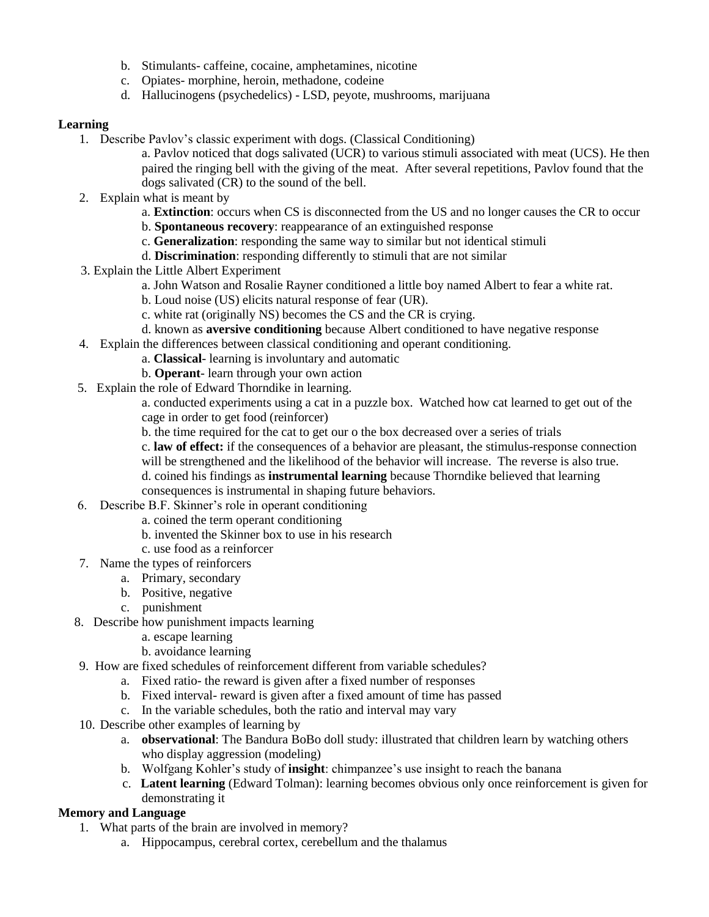b. Stimulants- caffeine, cocaine, amphetamines, nicotine
c. Opiates- morphine, heroin, methadone, codeine
d. Hallucinogens (psychedelics) - LSD, peyote, mushrooms, marijuana

**Learning**

1. Describe Pavlov's classic experiment with dogs. (Classical Conditioning)
   a. Pavlov noticed that dogs salivated (UCR) to various stimuli associated with meat (UCS). He then paired the ringing bell with the giving of the meat. After several repetitions, Pavlov found that the dogs salivated (CR) to the sound of the bell.
2. Explain what is meant by
   a. **Extinction**: occurs when CS is disconnected from the US and no longer causes the CR to occur
   b. **Spontaneous recovery**: reappearance of an extinguished response
   c. **Generalization**: responding the same way to similar but not identical stimuli
   d. **Discrimination**: responding differently to stimuli that are not similar
3. Explain the Little Albert Experiment
   a. John Watson and Rosalie Rayner conditioned a little boy named Albert to fear a white rat.
   b. Loud noise (US) elicits natural response of fear (UR).
   c. white rat (originally NS) becomes the CS and the CR is crying.
   d. known as **aversive conditioning** because Albert conditioned to have negative response
4. Explain the differences between classical conditioning and operant conditioning.
   a. **Classical**- learning is involuntary and automatic
   b. **Operant**- learn through your own action
5. Explain the role of Edward Thorndike in learning.
   a. conducted experiments using a cat in a puzzle box. Watched how cat learned to get out of the cage in order to get food (reinforcer)
   b. the time required for the cat to get our o the box decreased over a series of trials
   c. **law of effect:** if the consequences of a behavior are pleasant, the stimulus-response connection will be strengthened and the likelihood of the behavior will increase. The reverse is also true.
   d. coined his findings as **instrumental learning** because Thorndike believed that learning consequences is instrumental in shaping future behaviors.
6. Describe B.F. Skinner's role in operant conditioning
   a. coined the term operant conditioning
   b. invented the Skinner box to use in his research
   c. use food as a reinforcer
7. Name the types of reinforcers
   a. Primary, secondary
   b. Positive, negative
   c. punishment
8. Describe how punishment impacts learning
   a. escape learning
   b. avoidance learning
9. How are fixed schedules of reinforcement different from variable schedules?
   a. Fixed ratio- the reward is given after a fixed number of responses
   b. Fixed interval- reward is given after a fixed amount of time has passed
   c. In the variable schedules, both the ratio and interval may vary
10. Describe other examples of learning by
    a. **observational**: The Bandura BoBo doll study: illustrated that children learn by watching others who display aggression (modeling)
    b. Wolfgang Kohler's study of **insight**: chimpanzee's use insight to reach the banana
    c. **Latent learning** (Edward Tolman): learning becomes obvious only once reinforcement is given for demonstrating it

**Memory and Language**

1. What parts of the brain are involved in memory?
   a. Hippocampus, cerebral cortex, cerebellum and the thalamus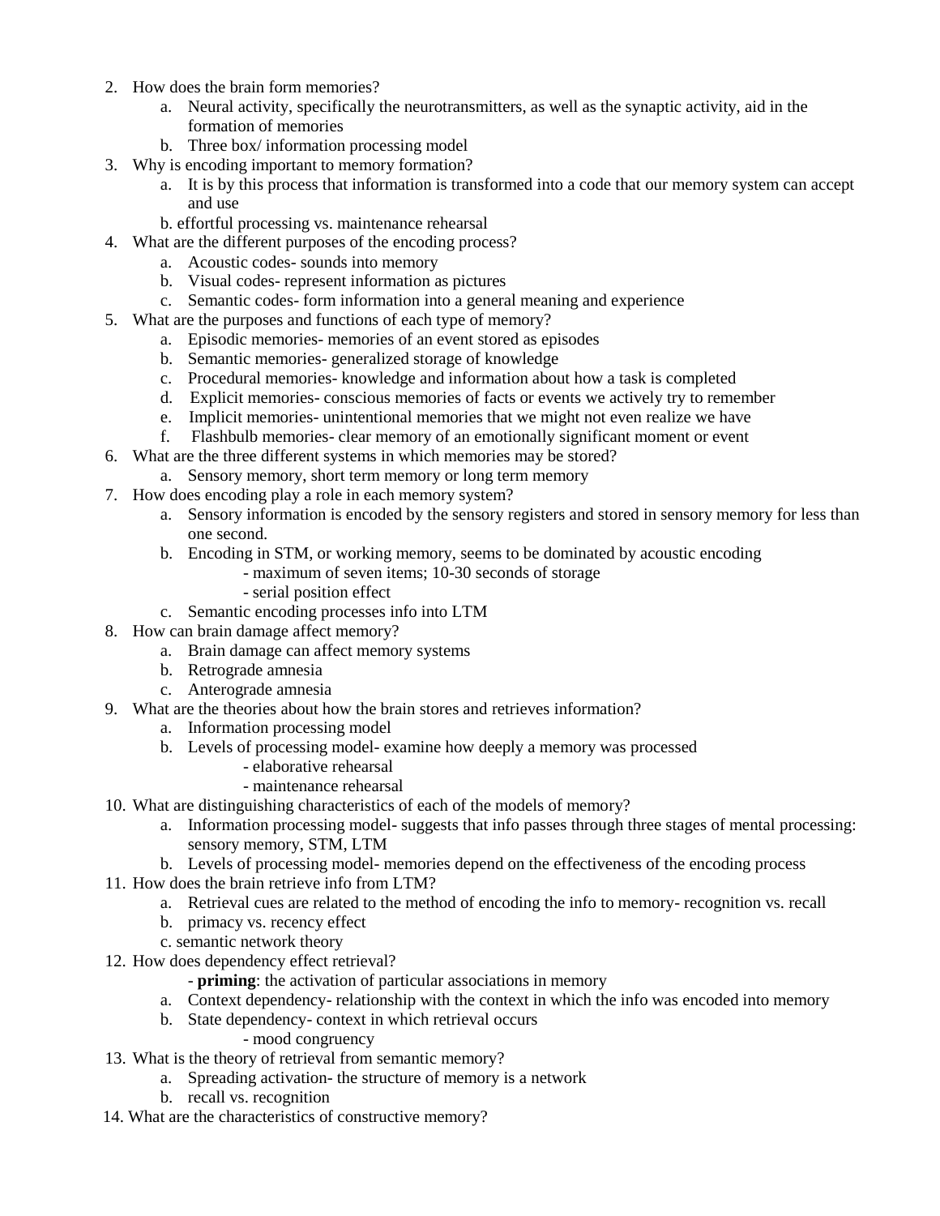2. How does the brain form memories?
    a. Neural activity, specifically the neurotransmitters, as well as the synaptic activity, aid in the formation of memories
    b. Three box/ information processing model
3. Why is encoding important to memory formation?
    a. It is by this process that information is transformed into a code that our memory system can accept and use
    b. effortful processing vs. maintenance rehearsal
4. What are the different purposes of the encoding process?
    a. Acoustic codes- sounds into memory
    b. Visual codes- represent information as pictures
    c. Semantic codes- form information into a general meaning and experience
5. What are the purposes and functions of each type of memory?
    a. Episodic memories- memories of an event stored as episodes
    b. Semantic memories- generalized storage of knowledge
    c. Procedural memories- knowledge and information about how a task is completed
    d. Explicit memories- conscious memories of facts or events we actively try to remember
    e. Implicit memories- unintentional memories that we might not even realize we have
    f. Flashbulb memories- clear memory of an emotionally significant moment or event
6. What are the three different systems in which memories may be stored?
    a. Sensory memory, short term memory or long term memory
7. How does encoding play a role in each memory system?
    a. Sensory information is encoded by the sensory registers and stored in sensory memory for less than one second.
    b. Encoding in STM, or working memory, seems to be dominated by acoustic encoding
        - maximum of seven items; 10-30 seconds of storage
        - serial position effect
    c. Semantic encoding processes info into LTM
8. How can brain damage affect memory?
    a. Brain damage can affect memory systems
    b. Retrograde amnesia
    c. Anterograde amnesia
9. What are the theories about how the brain stores and retrieves information?
    a. Information processing model
    b. Levels of processing model- examine how deeply a memory was processed
        - elaborative rehearsal
        - maintenance rehearsal
10. What are distinguishing characteristics of each of the models of memory?
    a. Information processing model- suggests that info passes through three stages of mental processing: sensory memory, STM, LTM
    b. Levels of processing model- memories depend on the effectiveness of the encoding process
11. How does the brain retrieve info from LTM?
    a. Retrieval cues are related to the method of encoding the info to memory- recognition vs. recall
    b. primacy vs. recency effect
    c. semantic network theory
12. How does dependency effect retrieval?
    - **priming**: the activation of particular associations in memory
    a. Context dependency- relationship with the context in which the info was encoded into memory
    b. State dependency- context in which retrieval occurs
        - mood congruency
13. What is the theory of retrieval from semantic memory?
    a. Spreading activation- the structure of memory is a network
    b. recall vs. recognition
14. What are the characteristics of constructive memory?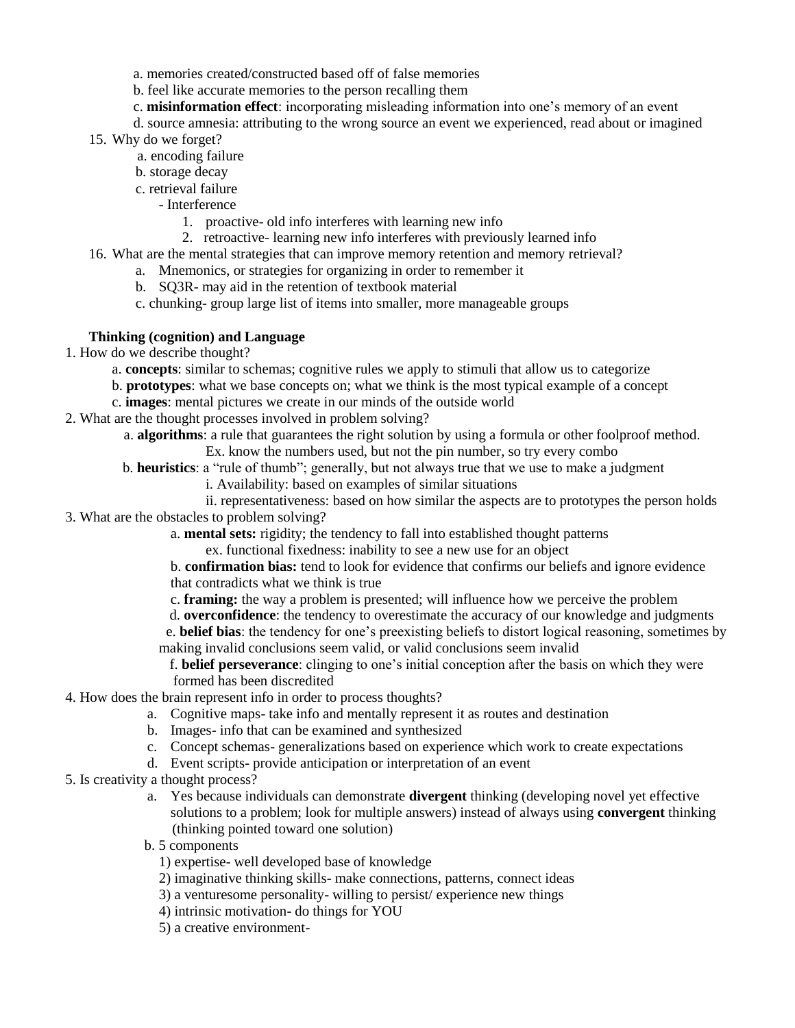a. memories created/constructed based off of false memories

b. feel like accurate memories to the person recalling them

c. **misinformation effect**: incorporating misleading information into one's memory of an event

d. source amnesia: attributing to the wrong source an event we experienced, read about or imagined

15. Why do we forget?

    a. encoding failure

    b. storage decay

    c. retrieval failure

    - Interference

        1. proactive- old info interferes with learning new info
        2. retroactive- learning new info interferes with previously learned info

16. What are the mental strategies that can improve memory retention and memory retrieval?

    a. Mnemonics, or strategies for organizing in order to remember it

    b. SQ3R- may aid in the retention of textbook material

    c. chunking- group large list of items into smaller, more manageable groups

**Thinking (cognition) and Language**

1. How do we describe thought?

    a. **concepts**: similar to schemas; cognitive rules we apply to stimuli that allow us to categorize

    b. **prototypes**: what we base concepts on; what we think is the most typical example of a concept

    c. **images**: mental pictures we create in our minds of the outside world

2. What are the thought processes involved in problem solving?

    a. **algorithms**: a rule that guarantees the right solution by using a formula or other foolproof method.

    Ex. know the numbers used, but not the pin number, so try every combo

    b. **heuristics**: a "rule of thumb"; generally, but not always true that we use to make a judgment

    i. Availability: based on examples of similar situations

    ii. representativeness: based on how similar the aspects are to prototypes the person holds

3. What are the obstacles to problem solving?

    a. **mental sets:** rigidity; the tendency to fall into established thought patterns

    ex. functional fixedness: inability to see a new use for an object

    b. **confirmation bias:** tend to look for evidence that confirms our beliefs and ignore evidence that contradicts what we think is true

    c. **framing:** the way a problem is presented; will influence how we perceive the problem

    d. **overconfidence**: the tendency to overestimate the accuracy of our knowledge and judgments

    e. **belief bias**: the tendency for one's preexisting beliefs to distort logical reasoning, sometimes by making invalid conclusions seem valid, or valid conclusions seem invalid

    f. **belief perseverance**: clinging to one's initial conception after the basis on which they were formed has been discredited

4. How does the brain represent info in order to process thoughts?

    a. Cognitive maps- take info and mentally represent it as routes and destination

    b. Images- info that can be examined and synthesized

    c. Concept schemas- generalizations based on experience which work to create expectations

    d. Event scripts- provide anticipation or interpretation of an event

5. Is creativity a thought process?

    a. Yes because individuals can demonstrate **divergent** thinking (developing novel yet effective solutions to a problem; look for multiple answers) instead of always using **convergent** thinking (thinking pointed toward one solution)

    b. 5 components

    1) expertise- well developed base of knowledge

    2) imaginative thinking skills- make connections, patterns, connect ideas

    3) a venturesome personality- willing to persist/ experience new things

    4) intrinsic motivation- do things for YOU

    5) a creative environment-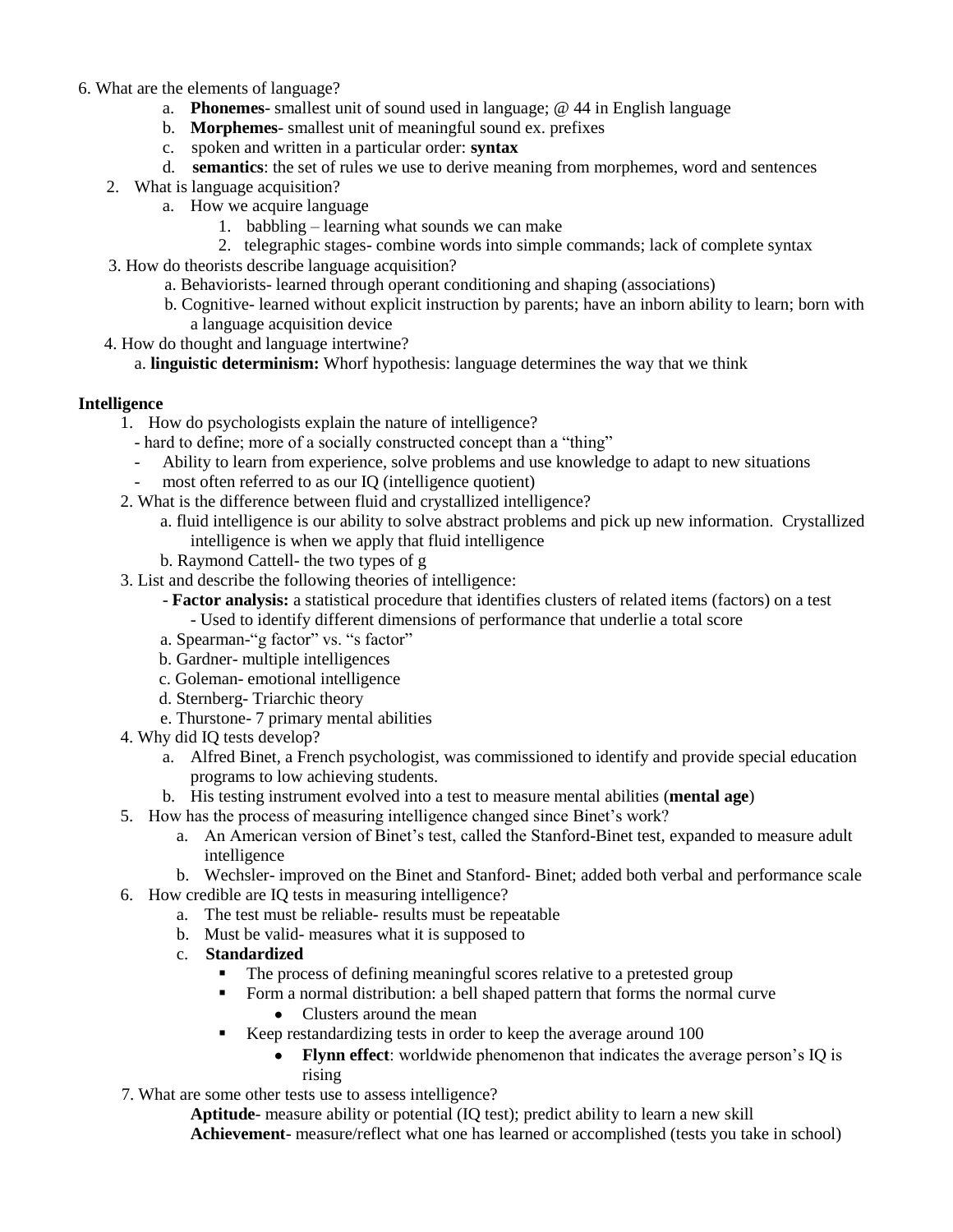6. What are the elements of language?
    a. **Phonemes**- smallest unit of sound used in language; @ 44 in English language
    b. **Morphemes**- smallest unit of meaningful sound ex. prefixes
    c. spoken and written in a particular order: **syntax**
    d. **semantics**: the set of rules we use to derive meaning from morphemes, word and sentences
2. What is language acquisition?
    a. How we acquire language
        1. babbling – learning what sounds we can make
        2. telegraphic stages- combine words into simple commands; lack of complete syntax
3. How do theorists describe language acquisition?
    a. Behaviorists- learned through operant conditioning and shaping (associations)
    b. Cognitive- learned without explicit instruction by parents; have an inborn ability to learn; born with a language acquisition device
4. How do thought and language intertwine?
    a. **linguistic determinism:** Whorf hypothesis: language determines the way that we think

**Intelligence**

1. How do psychologists explain the nature of intelligence?
    - hard to define; more of a socially constructed concept than a "thing"
    - Ability to learn from experience, solve problems and use knowledge to adapt to new situations
    - most often referred to as our IQ (intelligence quotient)
2. What is the difference between fluid and crystallized intelligence?
    a. fluid intelligence is our ability to solve abstract problems and pick up new information. Crystallized intelligence is when we apply that fluid intelligence
    b. Raymond Cattell- the two types of g
3. List and describe the following theories of intelligence:
    - **Factor analysis:** a statistical procedure that identifies clusters of related items (factors) on a test
        - Used to identify different dimensions of performance that underlie a total score
    a. Spearman-"g factor" vs. "s factor"
    b. Gardner- multiple intelligences
    c. Goleman- emotional intelligence
    d. Sternberg- Triarchic theory
    e. Thurstone- 7 primary mental abilities
4. Why did IQ tests develop?
    a. Alfred Binet, a French psychologist, was commissioned to identify and provide special education programs to low achieving students.
    b. His testing instrument evolved into a test to measure mental abilities (**mental age**)
5. How has the process of measuring intelligence changed since Binet's work?
    a. An American version of Binet's test, called the Stanford-Binet test, expanded to measure adult intelligence
    b. Wechsler- improved on the Binet and Stanford- Binet; added both verbal and performance scale
6. How credible are IQ tests in measuring intelligence?
    a. The test must be reliable- results must be repeatable
    b. Must be valid- measures what it is supposed to
    c. **Standardized**
        - The process of defining meaningful scores relative to a pretested group
        - Form a normal distribution: a bell shaped pattern that forms the normal curve
            - Clusters around the mean
        - Keep restandardizing tests in order to keep the average around 100
            - **Flynn effect**: worldwide phenomenon that indicates the average person's IQ is rising
7. What are some other tests use to assess intelligence?

    **Aptitude**- measure ability or potential (IQ test); predict ability to learn a new skill

    **Achievement**- measure/reflect what one has learned or accomplished (tests you take in school)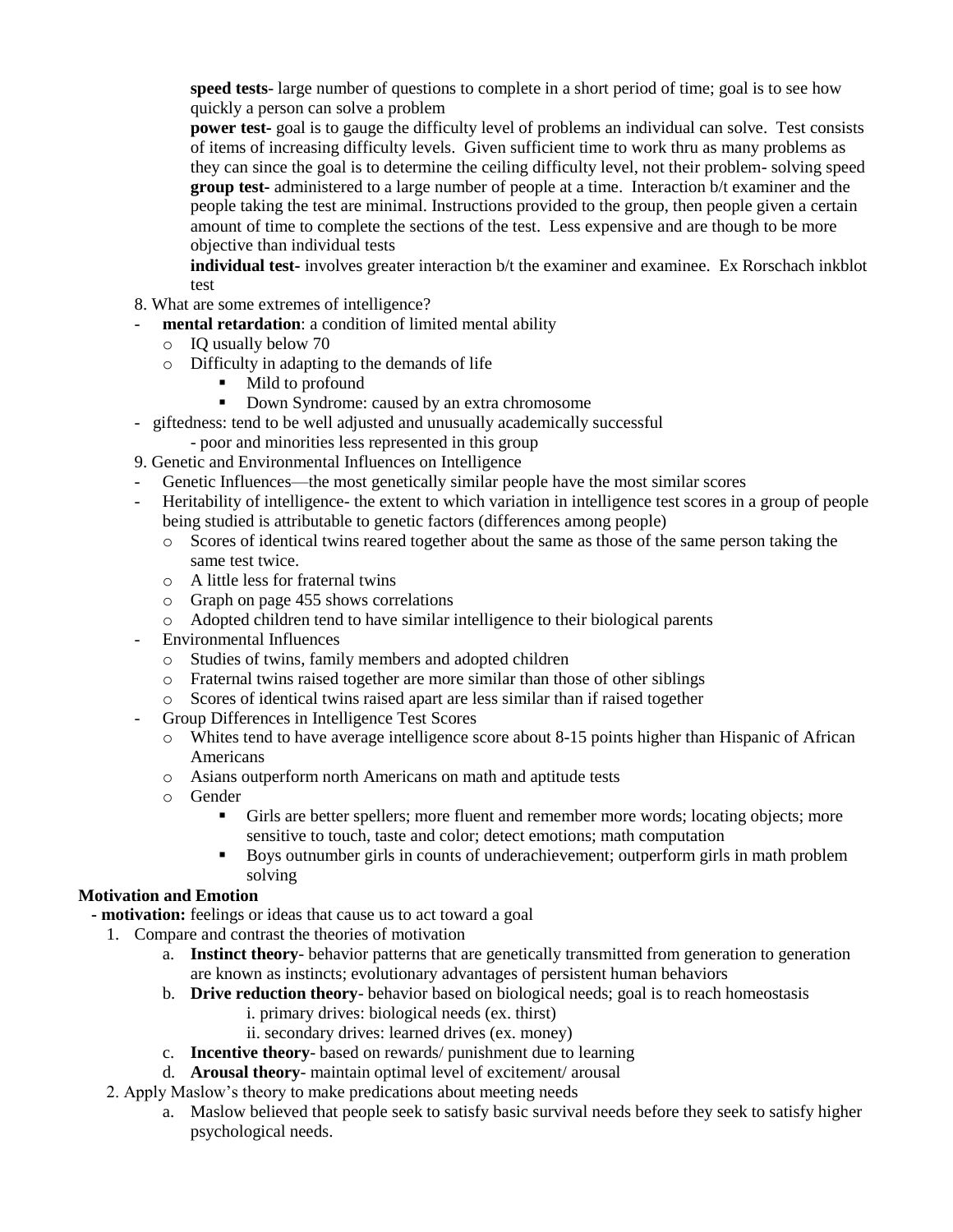**speed tests**- large number of questions to complete in a short period of time; goal is to see how quickly a person can solve a problem

**power test**- goal is to gauge the difficulty level of problems an individual can solve. Test consists of items of increasing difficulty levels. Given sufficient time to work thru as many problems as they can since the goal is to determine the ceiling difficulty level, not their problem- solving speed

**group test**- administered to a large number of people at a time. Interaction b/t examiner and the people taking the test are minimal. Instructions provided to the group, then people given a certain amount of time to complete the sections of the test. Less expensive and are though to be more objective than individual tests

**individual test**- involves greater interaction b/t the examiner and examinee. Ex Rorschach inkblot test

8. What are some extremes of intelligence?

- **mental retardation**: a condition of limited mental ability
  - IQ usually below 70
  - Difficulty in adapting to the demands of life
    - Mild to profound
    - Down Syndrome: caused by an extra chromosome
- giftedness: tend to be well adjusted and unusually academically successful
  - poor and minorities less represented in this group

9. Genetic and Environmental Influences on Intelligence

- Genetic Influences—the most genetically similar people have the most similar scores
- Heritability of intelligence- the extent to which variation in intelligence test scores in a group of people being studied is attributable to genetic factors (differences among people)
  - Scores of identical twins reared together about the same as those of the same person taking the same test twice.
  - A little less for fraternal twins
  - Graph on page 455 shows correlations
  - Adopted children tend to have similar intelligence to their biological parents
- Environmental Influences
  - Studies of twins, family members and adopted children
  - Fraternal twins raised together are more similar than those of other siblings
  - Scores of identical twins raised apart are less similar than if raised together
- Group Differences in Intelligence Test Scores
  - Whites tend to have average intelligence score about 8-15 points higher than Hispanic of African Americans
  - Asians outperform north Americans on math and aptitude tests
  - Gender
    - Girls are better spellers; more fluent and remember more words; locating objects; more sensitive to touch, taste and color; detect emotions; math computation
    - Boys outnumber girls in counts of underachievement; outperform girls in math problem solving

## Motivation and Emotion

- **motivation:** feelings or ideas that cause us to act toward a goal

1. Compare and contrast the theories of motivation
   a. **Instinct theory**- behavior patterns that are genetically transmitted from generation to generation are known as instincts; evolutionary advantages of persistent human behaviors
   b. **Drive reduction theory**- behavior based on biological needs; goal is to reach homeostasis
      i. primary drives: biological needs (ex. thirst)
      ii. secondary drives: learned drives (ex. money)
   c. **Incentive theory**- based on rewards/ punishment due to learning
   d. **Arousal theory**- maintain optimal level of excitement/ arousal
2. Apply Maslow's theory to make predications about meeting needs
   a. Maslow believed that people seek to satisfy basic survival needs before they seek to satisfy higher psychological needs.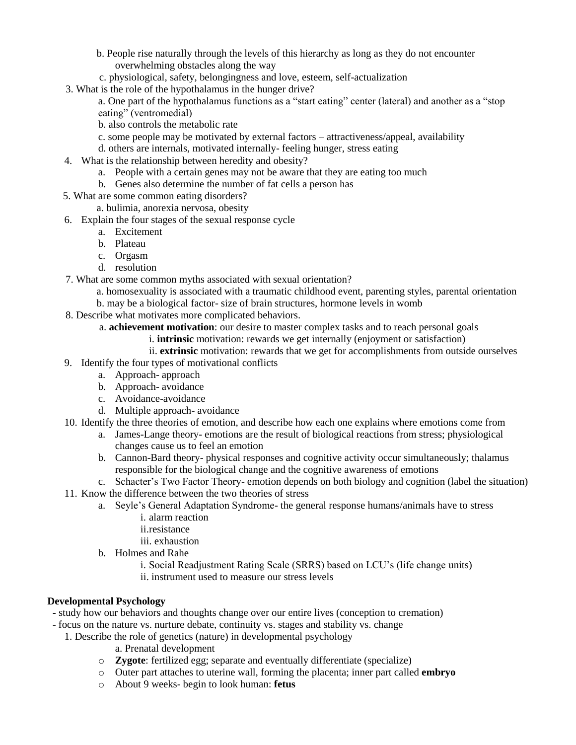b. People rise naturally through the levels of this hierarchy as long as they do not encounter overwhelming obstacles along the way
   c. physiological, safety, belongingness and love, esteem, self-actualization

3. What is the role of the hypothalamus in the hunger drive?
   a. One part of the hypothalamus functions as a "start eating" center (lateral) and another as a "stop eating" (ventromedial)
   b. also controls the metabolic rate
   c. some people may be motivated by external factors – attractiveness/appeal, availability
   d. others are internals, motivated internally- feeling hunger, stress eating
4. What is the relationship between heredity and obesity?
   a. People with a certain genes may not be aware that they are eating too much
   b. Genes also determine the number of fat cells a person has
5. What are some common eating disorders?
   a. bulimia, anorexia nervosa, obesity
6. Explain the four stages of the sexual response cycle
   a. Excitement
   b. Plateau
   c. Orgasm
   d. resolution
7. What are some common myths associated with sexual orientation?
   a. homosexuality is associated with a traumatic childhood event, parenting styles, parental orientation
   b. may be a biological factor- size of brain structures, hormone levels in womb
8. Describe what motivates more complicated behaviors.
   a. **achievement motivation**: our desire to master complex tasks and to reach personal goals
      i. **intrinsic** motivation: rewards we get internally (enjoyment or satisfaction)
      ii. **extrinsic** motivation: rewards that we get for accomplishments from outside ourselves
9. Identify the four types of motivational conflicts
   a. Approach- approach
   b. Approach- avoidance
   c. Avoidance-avoidance
   d. Multiple approach- avoidance
10. Identify the three theories of emotion, and describe how each one explains where emotions come from
    a. James-Lange theory- emotions are the result of biological reactions from stress; physiological changes cause us to feel an emotion
    b. Cannon-Bard theory- physical responses and cognitive activity occur simultaneously; thalamus responsible for the biological change and the cognitive awareness of emotions
    c. Schacter's Two Factor Theory- emotion depends on both biology and cognition (label the situation)
11. Know the difference between the two theories of stress
    a. Seyle's General Adaptation Syndrome- the general response humans/animals have to stress
       i. alarm reaction
       ii. resistance
       iii. exhaustion
    b. Holmes and Rahe
       i. Social Readjustment Rating Scale (SRRS) based on LCU's (life change units)
       ii. instrument used to measure our stress levels

**Developmental Psychology**

- study how our behaviors and thoughts change over our entire lives (conception to cremation)
- focus on the nature vs. nurture debate, continuity vs. stages and stability vs. change

1. Describe the role of genetics (nature) in developmental psychology
   a. Prenatal development
   - **Zygote**: fertilized egg; separate and eventually differentiate (specialize)
   - Outer part attaches to uterine wall, forming the placenta; inner part called **embryo**
   - About 9 weeks- begin to look human: **fetus**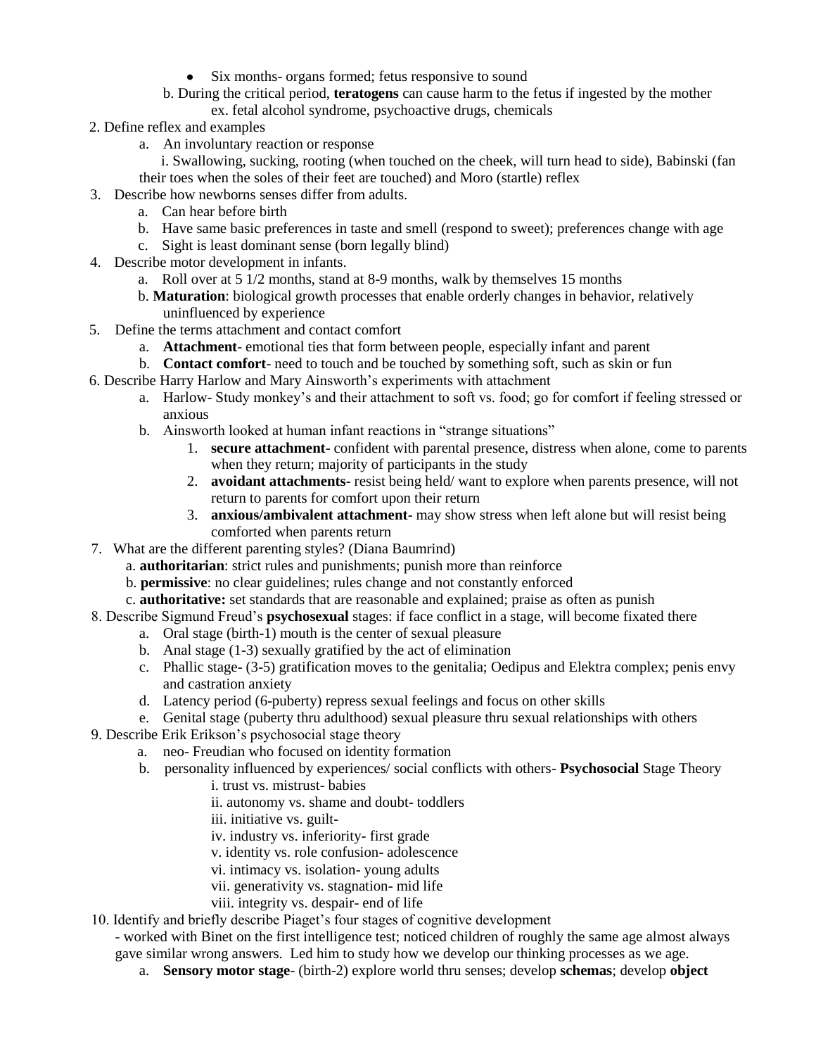- Six months- organs formed; fetus responsive to sound

b. During the critical period, **teratogens** can cause harm to the fetus if ingested by the mother
ex. fetal alcohol syndrome, psychoactive drugs, chemicals

2. Define reflex and examples
    a. An involuntary reaction or response
        i. Swallowing, sucking, rooting (when touched on the cheek, will turn head to side), Babinski (fan their toes when the soles of their feet are touched) and Moro (startle) reflex
3. Describe how newborns senses differ from adults.
    a. Can hear before birth
    b. Have same basic preferences in taste and smell (respond to sweet); preferences change with age
    c. Sight is least dominant sense (born legally blind)
4. Describe motor development in infants.
    a. Roll over at 5 1/2 months, stand at 8-9 months, walk by themselves 15 months
    b. **Maturation**: biological growth processes that enable orderly changes in behavior, relatively uninfluenced by experience
5. Define the terms attachment and contact comfort
    a. **Attachment**- emotional ties that form between people, especially infant and parent
    b. **Contact comfort**- need to touch and be touched by something soft, such as skin or fun
6. Describe Harry Harlow and Mary Ainsworth's experiments with attachment
    a. Harlow- Study monkey's and their attachment to soft vs. food; go for comfort if feeling stressed or anxious
    b. Ainsworth looked at human infant reactions in "strange situations"
        1. **secure attachment**- confident with parental presence, distress when alone, come to parents when they return; majority of participants in the study
        2. **avoidant attachments**- resist being held/ want to explore when parents presence, will not return to parents for comfort upon their return
        3. **anxious/ambivalent attachment**- may show stress when left alone but will resist being comforted when parents return
7. What are the different parenting styles? (Diana Baumrind)
    a. **authoritarian**: strict rules and punishments; punish more than reinforce
    b. **permissive**: no clear guidelines; rules change and not constantly enforced
    c. **authoritative:** set standards that are reasonable and explained; praise as often as punish
8. Describe Sigmund Freud's **psychosexual** stages: if face conflict in a stage, will become fixated there
    a. Oral stage (birth-1) mouth is the center of sexual pleasure
    b. Anal stage (1-3) sexually gratified by the act of elimination
    c. Phallic stage- (3-5) gratification moves to the genitalia; Oedipus and Elektra complex; penis envy and castration anxiety
    d. Latency period (6-puberty) repress sexual feelings and focus on other skills
    e. Genital stage (puberty thru adulthood) sexual pleasure thru sexual relationships with others
9. Describe Erik Erikson's psychosocial stage theory
    a. neo- Freudian who focused on identity formation
    b. personality influenced by experiences/ social conflicts with others- **Psychosocial** Stage Theory
        i. trust vs. mistrust- babies
        ii. autonomy vs. shame and doubt- toddlers
        iii. initiative vs. guilt-
        iv. industry vs. inferiority- first grade
        v. identity vs. role confusion- adolescence
        vi. intimacy vs. isolation- young adults
        vii. generativity vs. stagnation- mid life
        viii. integrity vs. despair- end of life
10. Identify and briefly describe Piaget's four stages of cognitive development
    - worked with Binet on the first intelligence test; noticed children of roughly the same age almost always gave similar wrong answers. Led him to study how we develop our thinking processes as we age.
    a. **Sensory motor stage**- (birth-2) explore world thru senses; develop **schemas**; develop **object**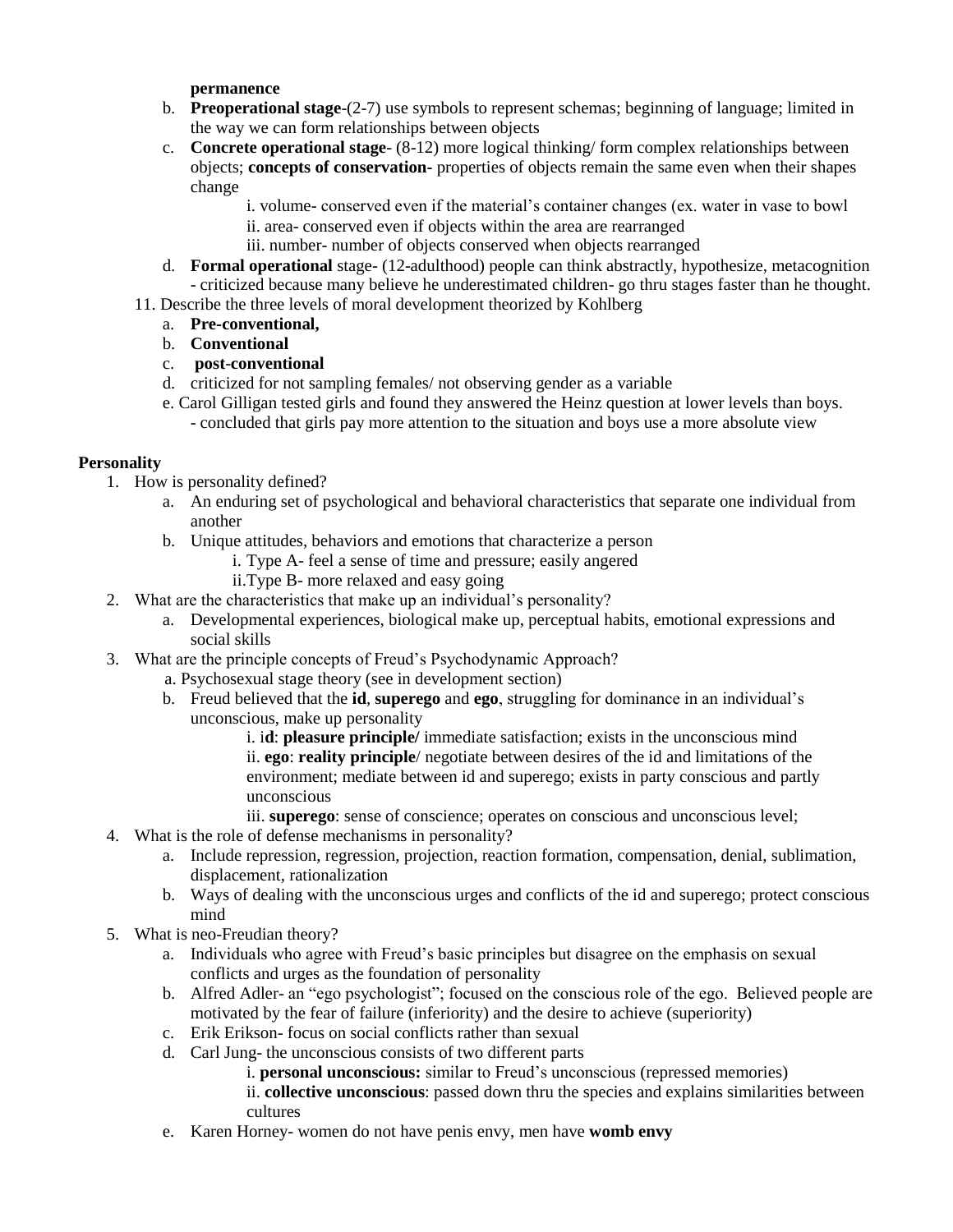**permanence**

b. **Preoperational stage**-(2-7) use symbols to represent schemas; beginning of language; limited in the way we can form relationships between objects

c. **Concrete operational stage**- (8-12) more logical thinking/ form complex relationships between objects; **concepts of conservation-** properties of objects remain the same even when their shapes change

   i. volume- conserved even if the material's container changes (ex. water in vase to bowl
   ii. area- conserved even if objects within the area are rearranged
   iii. number- number of objects conserved when objects rearranged

d. **Formal operational** stage- (12-adulthood) people can think abstractly, hypothesize, metacognition - criticized because many believe he underestimated children- go thru stages faster than he thought.

11. Describe the three levels of moral development theorized by Kohlberg
    a. **Pre-conventional,**
    b. **Conventional**
    c. **post-conventional**
    d. criticized for not sampling females/ not observing gender as a variable
    e. Carol Gilligan tested girls and found they answered the Heinz question at lower levels than boys.
       - concluded that girls pay more attention to the situation and boys use a more absolute view

**Personality**

1. How is personality defined?
   a. An enduring set of psychological and behavioral characteristics that separate one individual from another
   b. Unique attitudes, behaviors and emotions that characterize a person
      i. Type A- feel a sense of time and pressure; easily angered
      ii.Type B- more relaxed and easy going
2. What are the characteristics that make up an individual's personality?
   a. Developmental experiences, biological make up, perceptual habits, emotional expressions and social skills
3. What are the principle concepts of Freud's Psychodynamic Approach?
   a. Psychosexual stage theory (see in development section)
   b. Freud believed that the **id**, **superego** and **ego**, struggling for dominance in an individual's unconscious, make up personality
      i. i**d**: **pleasure principle/** immediate satisfaction; exists in the unconscious mind
      ii. **ego**: **reality principle**/ negotiate between desires of the id and limitations of the environment; mediate between id and superego; exists in party conscious and partly unconscious
      iii. **superego**: sense of conscience; operates on conscious and unconscious level;
4. What is the role of defense mechanisms in personality?
   a. Include repression, regression, projection, reaction formation, compensation, denial, sublimation, displacement, rationalization
   b. Ways of dealing with the unconscious urges and conflicts of the id and superego; protect conscious mind
5. What is neo-Freudian theory?
   a. Individuals who agree with Freud's basic principles but disagree on the emphasis on sexual conflicts and urges as the foundation of personality
   b. Alfred Adler- an "ego psychologist"; focused on the conscious role of the ego. Believed people are motivated by the fear of failure (inferiority) and the desire to achieve (superiority)
   c. Erik Erikson- focus on social conflicts rather than sexual
   d. Carl Jung- the unconscious consists of two different parts
      i. **personal unconscious:** similar to Freud's unconscious (repressed memories)
      ii. **collective unconscious**: passed down thru the species and explains similarities between cultures
   e. Karen Horney- women do not have penis envy, men have **womb envy**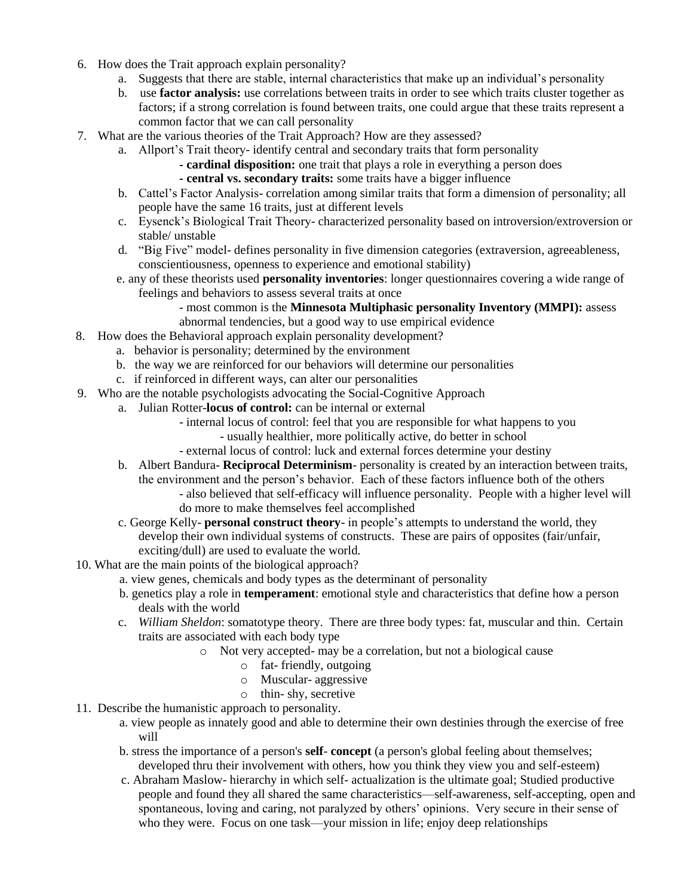6. How does the Trait approach explain personality?
   a. Suggests that there are stable, internal characteristics that make up an individual's personality
   b. use **factor analysis:** use correlations between traits in order to see which traits cluster together as factors; if a strong correlation is found between traits, one could argue that these traits represent a common factor that we can call personality
7. What are the various theories of the Trait Approach? How are they assessed?
   a. Allport's Trait theory- identify central and secondary traits that form personality
      - **cardinal disposition:** one trait that plays a role in everything a person does
      - **central vs. secondary traits:** some traits have a bigger influence
   b. Cattel's Factor Analysis- correlation among similar traits that form a dimension of personality; all people have the same 16 traits, just at different levels
   c. Eysenck's Biological Trait Theory- characterized personality based on introversion/extroversion or stable/ unstable
   d. "Big Five" model- defines personality in five dimension categories (extraversion, agreeableness, conscientiousness, openness to experience and emotional stability)
   e. any of these theorists used **personality inventories**: longer questionnaires covering a wide range of feelings and behaviors to assess several traits at once
      - most common is the **Minnesota Multiphasic personality Inventory (MMPI):** assess abnormal tendencies, but a good way to use empirical evidence
8. How does the Behavioral approach explain personality development?
   a. behavior is personality; determined by the environment
   b. the way we are reinforced for our behaviors will determine our personalities
   c. if reinforced in different ways, can alter our personalities
9. Who are the notable psychologists advocating the Social-Cognitive Approach
   a. Julian Rotter-**locus of control:** can be internal or external
      - internal locus of control: feel that you are responsible for what happens to you
         - usually healthier, more politically active, do better in school
      - external locus of control: luck and external forces determine your destiny
   b. Albert Bandura- **Reciprocal Determinism**- personality is created by an interaction between traits, the environment and the person's behavior. Each of these factors influence both of the others
      - also believed that self-efficacy will influence personality. People with a higher level will do more to make themselves feel accomplished
   c. George Kelly- **personal construct theory**- in people's attempts to understand the world, they develop their own individual systems of constructs. These are pairs of opposites (fair/unfair, exciting/dull) are used to evaluate the world.
10. What are the main points of the biological approach?
   a. view genes, chemicals and body types as the determinant of personality
   b. genetics play a role in **temperament**: emotional style and characteristics that define how a person deals with the world
   c. *William Sheldon*: somatotype theory. There are three body types: fat, muscular and thin. Certain traits are associated with each body type
      - Not very accepted- may be a correlation, but not a biological cause
         - fat- friendly, outgoing
         - Muscular- aggressive
         - thin- shy, secretive
11. Describe the humanistic approach to personality.
   a. view people as innately good and able to determine their own destinies through the exercise of free will
   b. stress the importance of a person's **self- concept** (a person's global feeling about themselves; developed thru their involvement with others, how you think they view you and self-esteem)
   c. Abraham Maslow- hierarchy in which self- actualization is the ultimate goal; Studied productive people and found they all shared the same characteristics—self-awareness, self-accepting, open and spontaneous, loving and caring, not paralyzed by others' opinions. Very secure in their sense of who they were. Focus on one task—your mission in life; enjoy deep relationships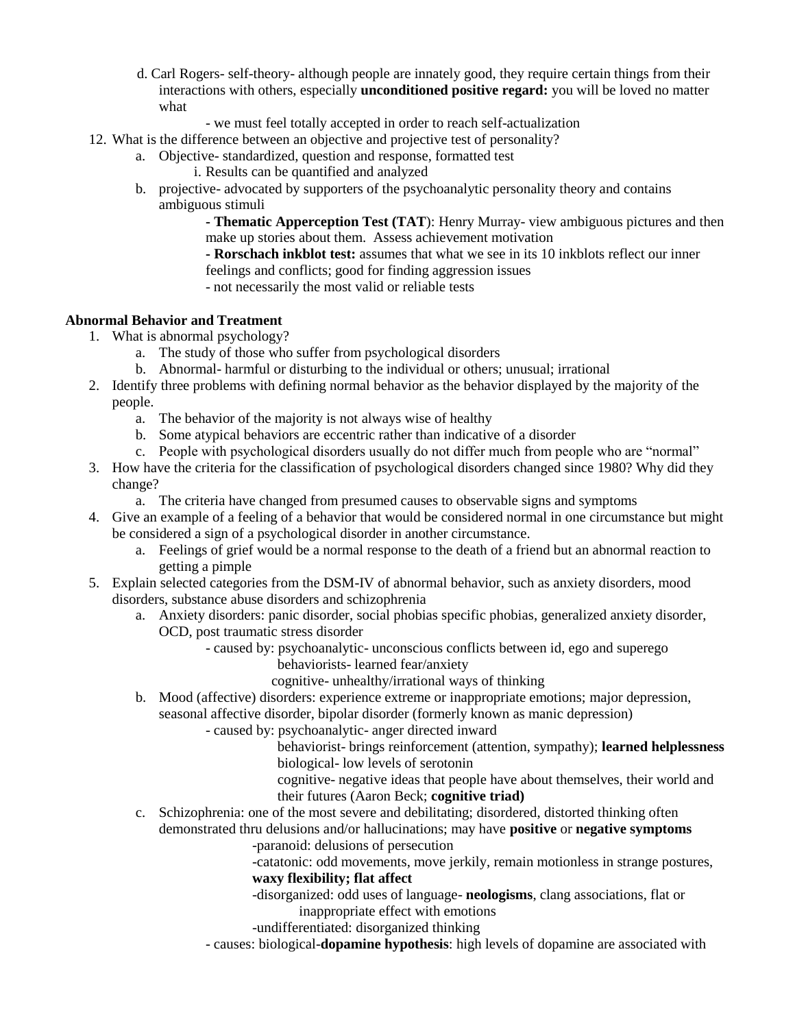d. Carl Rogers- self-theory- although people are innately good, they require certain things from their interactions with others, especially **unconditioned positive regard:** you will be loved no matter what

- we must feel totally accepted in order to reach self-actualization

12. What is the difference between an objective and projective test of personality?
    a. Objective- standardized, question and response, formatted test
        i. Results can be quantified and analyzed
    b. projective- advocated by supporters of the psychoanalytic personality theory and contains ambiguous stimuli
        - **Thematic Apperception Test (TAT**): Henry Murray- view ambiguous pictures and then make up stories about them. Assess achievement motivation
        - **Rorschach inkblot test:** assumes that what we see in its 10 inkblots reflect our inner feelings and conflicts; good for finding aggression issues
        - not necessarily the most valid or reliable tests

**Abnormal Behavior and Treatment**

1. What is abnormal psychology?
    a. The study of those who suffer from psychological disorders
    b. Abnormal- harmful or disturbing to the individual or others; unusual; irrational
2. Identify three problems with defining normal behavior as the behavior displayed by the majority of the people.
    a. The behavior of the majority is not always wise of healthy
    b. Some atypical behaviors are eccentric rather than indicative of a disorder
    c. People with psychological disorders usually do not differ much from people who are "normal"
3. How have the criteria for the classification of psychological disorders changed since 1980? Why did they change?
    a. The criteria have changed from presumed causes to observable signs and symptoms
4. Give an example of a feeling of a behavior that would be considered normal in one circumstance but might be considered a sign of a psychological disorder in another circumstance.
    a. Feelings of grief would be a normal response to the death of a friend but an abnormal reaction to getting a pimple
5. Explain selected categories from the DSM-IV of abnormal behavior, such as anxiety disorders, mood disorders, substance abuse disorders and schizophrenia
    a. Anxiety disorders: panic disorder, social phobias specific phobias, generalized anxiety disorder, OCD, post traumatic stress disorder
        - caused by: psychoanalytic- unconscious conflicts between id, ego and superego
            behaviorists- learned fear/anxiety
            cognitive- unhealthy/irrational ways of thinking
    b. Mood (affective) disorders: experience extreme or inappropriate emotions; major depression, seasonal affective disorder, bipolar disorder (formerly known as manic depression)
        - caused by: psychoanalytic- anger directed inward
            behaviorist- brings reinforcement (attention, sympathy); **learned helplessness**
            biological- low levels of serotonin
            cognitive- negative ideas that people have about themselves, their world and their futures (Aaron Beck; **cognitive triad)**
    c. Schizophrenia: one of the most severe and debilitating; disordered, distorted thinking often demonstrated thru delusions and/or hallucinations; may have **positive** or **negative symptoms**
        -paranoid: delusions of persecution
        -catatonic: odd movements, move jerkily, remain motionless in strange postures, **waxy flexibility; flat affect**
        -disorganized: odd uses of language- **neologisms**, clang associations, flat or inappropriate effect with emotions
        -undifferentiated: disorganized thinking
        - causes: biological-**dopamine hypothesis**: high levels of dopamine are associated with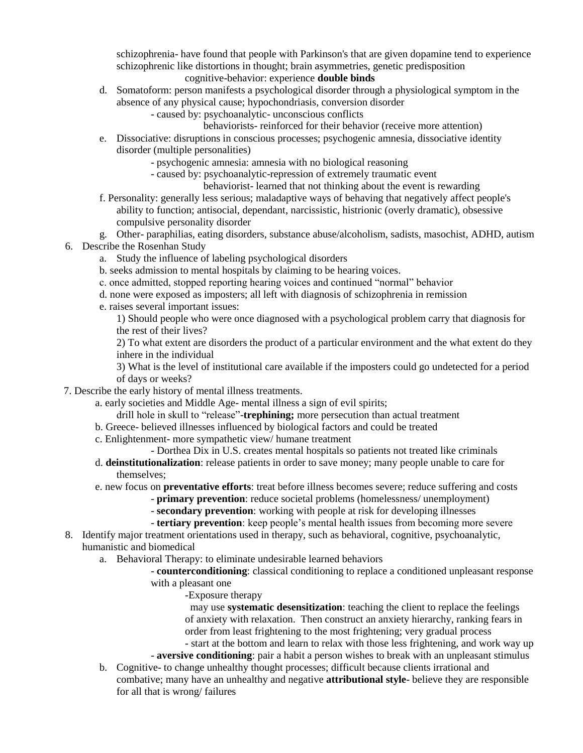schizophrenia- have found that people with Parkinson's that are given dopamine tend to experience schizophrenic like distortions in thought; brain asymmetries, genetic predisposition

cognitive-behavior: experience **double binds**

d. Somatoform: person manifests a psychological disorder through a physiological symptom in the absence of any physical cause; hypochondriasis, conversion disorder
   - caused by: psychoanalytic- unconscious conflicts
     behaviorists- reinforced for their behavior (receive more attention)

e. Dissociative: disruptions in conscious processes; psychogenic amnesia, dissociative identity disorder (multiple personalities)
   - psychogenic amnesia: amnesia with no biological reasoning
   - caused by: psychoanalytic-repression of extremely traumatic event
     behaviorist- learned that not thinking about the event is rewarding

f. Personality: generally less serious; maladaptive ways of behaving that negatively affect people's ability to function; antisocial, dependant, narcissistic, histrionic (overly dramatic), obsessive compulsive personality disorder

g. Other- paraphilias, eating disorders, substance abuse/alcoholism, sadists, masochist, ADHD, autism

6. Describe the Rosenhan Study
   a. Study the influence of labeling psychological disorders
   b. seeks admission to mental hospitals by claiming to be hearing voices.
   c. once admitted, stopped reporting hearing voices and continued "normal" behavior
   d. none were exposed as imposters; all left with diagnosis of schizophrenia in remission
   e. raises several important issues:
      1) Should people who were once diagnosed with a psychological problem carry that diagnosis for the rest of their lives?
      2) To what extent are disorders the product of a particular environment and the what extent do they inhere in the individual
      3) What is the level of institutional care available if the imposters could go undetected for a period of days or weeks?

7. Describe the early history of mental illness treatments.
   a. early societies and Middle Age- mental illness a sign of evil spirits;
      drill hole in skull to "release"-**trephining;** more persecution than actual treatment
   b. Greece- believed illnesses influenced by biological factors and could be treated
   c. Enlightenment- more sympathetic view/ humane treatment
      - Dorthea Dix in U.S. creates mental hospitals so patients not treated like criminals
   d. **deinstitutionalization**: release patients in order to save money; many people unable to care for themselves;
   e. new focus on **preventative efforts**: treat before illness becomes severe; reduce suffering and costs
      - **primary prevention**: reduce societal problems (homelessness/ unemployment)
      - **secondary prevention**: working with people at risk for developing illnesses
      - **tertiary prevention**: keep people's mental health issues from becoming more severe

8. Identify major treatment orientations used in therapy, such as behavioral, cognitive, psychoanalytic, humanistic and biomedical
   a. Behavioral Therapy: to eliminate undesirable learned behaviors
      - **counterconditioning**: classical conditioning to replace a conditioned unpleasant response with a pleasant one
        -Exposure therapy
          may use **systematic desensitization**: teaching the client to replace the feelings of anxiety with relaxation. Then construct an anxiety hierarchy, ranking fears in order from least frightening to the most frightening; very gradual process
          - start at the bottom and learn to relax with those less frightening, and work way up
      - **aversive conditioning**: pair a habit a person wishes to break with an unpleasant stimulus
   b. Cognitive- to change unhealthy thought processes; difficult because clients irrational and combative; many have an unhealthy and negative **attributional style**- believe they are responsible for all that is wrong/ failures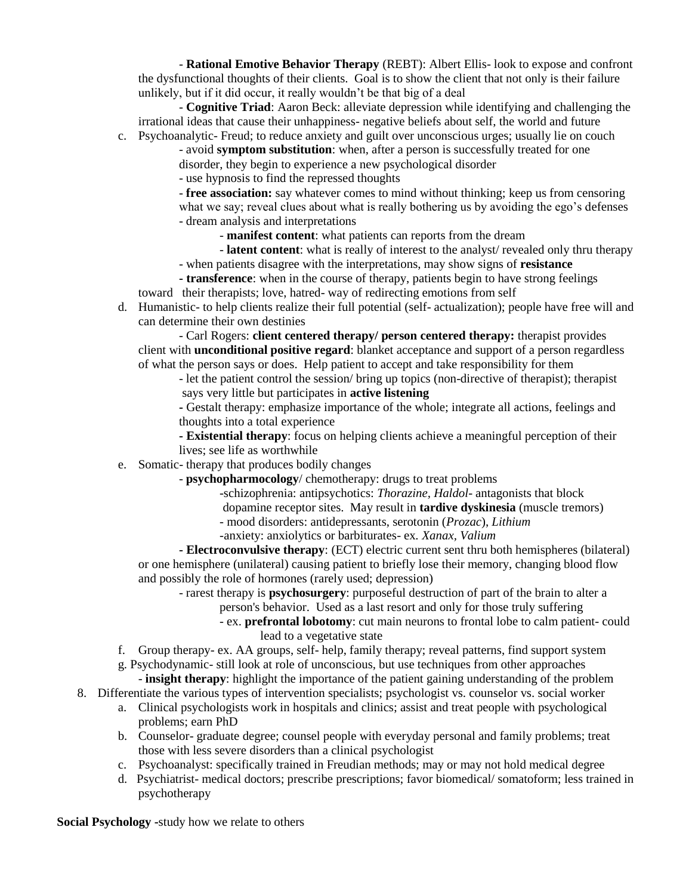- **Rational Emotive Behavior Therapy** (REBT): Albert Ellis- look to expose and confront the dysfunctional thoughts of their clients. Goal is to show the client that not only is their failure unlikely, but if it did occur, it really wouldn't be that big of a deal

- **Cognitive Triad**: Aaron Beck: alleviate depression while identifying and challenging the irrational ideas that cause their unhappiness- negative beliefs about self, the world and future

c. Psychoanalytic- Freud; to reduce anxiety and guilt over unconscious urges; usually lie on couch
   - avoid **symptom substitution**: when, after a person is successfully treated for one disorder, they begin to experience a new psychological disorder
   - use hypnosis to find the repressed thoughts
   - **free association:** say whatever comes to mind without thinking; keep us from censoring what we say; reveal clues about what is really bothering us by avoiding the ego's defenses
   - dream analysis and interpretations
     - **manifest content**: what patients can reports from the dream
     - **latent content**: what is really of interest to the analyst/ revealed only thru therapy
   - when patients disagree with the interpretations, may show signs of **resistance**
   - **transference**: when in the course of therapy, patients begin to have strong feelings toward their therapists; love, hatred- way of redirecting emotions from self

d. Humanistic- to help clients realize their full potential (self- actualization); people have free will and can determine their own destinies

   - Carl Rogers: **client centered therapy/ person centered therapy:** therapist provides client with **unconditional positive regard**: blanket acceptance and support of a person regardless of what the person says or does. Help patient to accept and take responsibility for them
   - let the patient control the session/ bring up topics (non-directive of therapist); therapist says very little but participates in **active listening**
   - Gestalt therapy: emphasize importance of the whole; integrate all actions, feelings and thoughts into a total experience
   - **Existential therapy**: focus on helping clients achieve a meaningful perception of their lives; see life as worthwhile

e. Somatic- therapy that produces bodily changes
   - **psychopharmocology**/ chemotherapy: drugs to treat problems
     - schizophrenia: antipsychotics: *Thorazine, Haldol*- antagonists that block dopamine receptor sites. May result in **tardive dyskinesia** (muscle tremors)
     - mood disorders: antidepressants, serotonin (*Prozac*), *Lithium*
     - anxiety: anxiolytics or barbiturates- ex. *Xanax, Valium*

   - **Electroconvulsive therapy**: (ECT) electric current sent thru both hemispheres (bilateral) or one hemisphere (unilateral) causing patient to briefly lose their memory, changing blood flow and possibly the role of hormones (rarely used; depression)

   - rarest therapy is **psychosurgery**: purposeful destruction of part of the brain to alter a person's behavior. Used as a last resort and only for those truly suffering
     - ex. **prefrontal lobotomy**: cut main neurons to frontal lobe to calm patient- could lead to a vegetative state

f. Group therapy- ex. AA groups, self- help, family therapy; reveal patterns, find support system

g. Psychodynamic- still look at role of unconscious, but use techniques from other approaches
   - **insight therapy**: highlight the importance of the patient gaining understanding of the problem

8. Differentiate the various types of intervention specialists; psychologist vs. counselor vs. social worker
   a. Clinical psychologists work in hospitals and clinics; assist and treat people with psychological problems; earn PhD
   b. Counselor- graduate degree; counsel people with everyday personal and family problems; treat those with less severe disorders than a clinical psychologist
   c. Psychoanalyst: specifically trained in Freudian methods; may or may not hold medical degree
   d. Psychiatrist- medical doctors; prescribe prescriptions; favor biomedical/ somatoform; less trained in psychotherapy

**Social Psychology** -study how we relate to others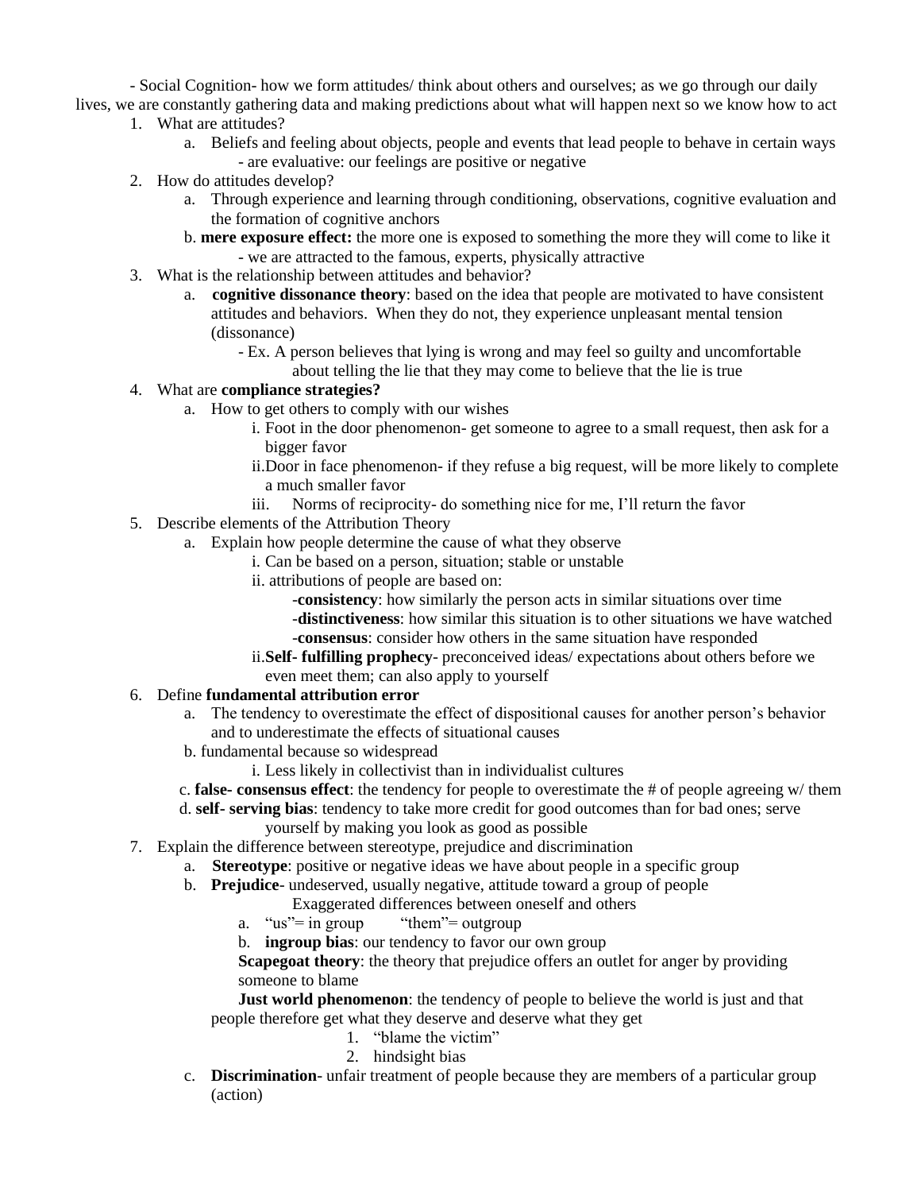- Social Cognition- how we form attitudes/ think about others and ourselves; as we go through our daily lives, we are constantly gathering data and making predictions about what will happen next so we know how to act

1. What are attitudes?
   a. Beliefs and feeling about objects, people and events that lead people to behave in certain ways
      - are evaluative: our feelings are positive or negative
2. How do attitudes develop?
   a. Through experience and learning through conditioning, observations, cognitive evaluation and the formation of cognitive anchors
   b. **mere exposure effect:** the more one is exposed to something the more they will come to like it
      - we are attracted to the famous, experts, physically attractive
3. What is the relationship between attitudes and behavior?
   a. **cognitive dissonance theory**: based on the idea that people are motivated to have consistent attitudes and behaviors. When they do not, they experience unpleasant mental tension (dissonance)
      - Ex. A person believes that lying is wrong and may feel so guilty and uncomfortable about telling the lie that they may come to believe that the lie is true
4. What are **compliance strategies?**
   a. How to get others to comply with our wishes
      i. Foot in the door phenomenon- get someone to agree to a small request, then ask for a bigger favor
      ii. Door in face phenomenon- if they refuse a big request, will be more likely to complete a much smaller favor
      iii. Norms of reciprocity- do something nice for me, I'll return the favor
5. Describe elements of the Attribution Theory
   a. Explain how people determine the cause of what they observe
      i. Can be based on a person, situation; stable or unstable
      ii. attributions of people are based on:
         -**consistency**: how similarly the person acts in similar situations over time
         -**distinctiveness**: how similar this situation is to other situations we have watched
         -**consensus**: consider how others in the same situation have responded
      ii. **Self- fulfilling prophecy**- preconceived ideas/ expectations about others before we even meet them; can also apply to yourself
6. Define **fundamental attribution error**
   a. The tendency to overestimate the effect of dispositional causes for another person's behavior and to underestimate the effects of situational causes
   b. fundamental because so widespread
      i. Less likely in collectivist than in individualist cultures
   c. **false- consensus effect**: the tendency for people to overestimate the # of people agreeing w/ them
   d. **self- serving bias**: tendency to take more credit for good outcomes than for bad ones; serve yourself by making you look as good as possible
7. Explain the difference between stereotype, prejudice and discrimination
   a. **Stereotype**: positive or negative ideas we have about people in a specific group
   b. **Prejudice**- undeserved, usually negative, attitude toward a group of people
      Exaggerated differences between oneself and others
      a. "us"= in group "them"= outgroup
      b. **ingroup bias**: our tendency to favor our own group
      **Scapegoat theory**: the theory that prejudice offers an outlet for anger by providing someone to blame
      **Just world phenomenon**: the tendency of people to believe the world is just and that people therefore get what they deserve and deserve what they get
         1. "blame the victim"
         2. hindsight bias
   c. **Discrimination**- unfair treatment of people because they are members of a particular group (action)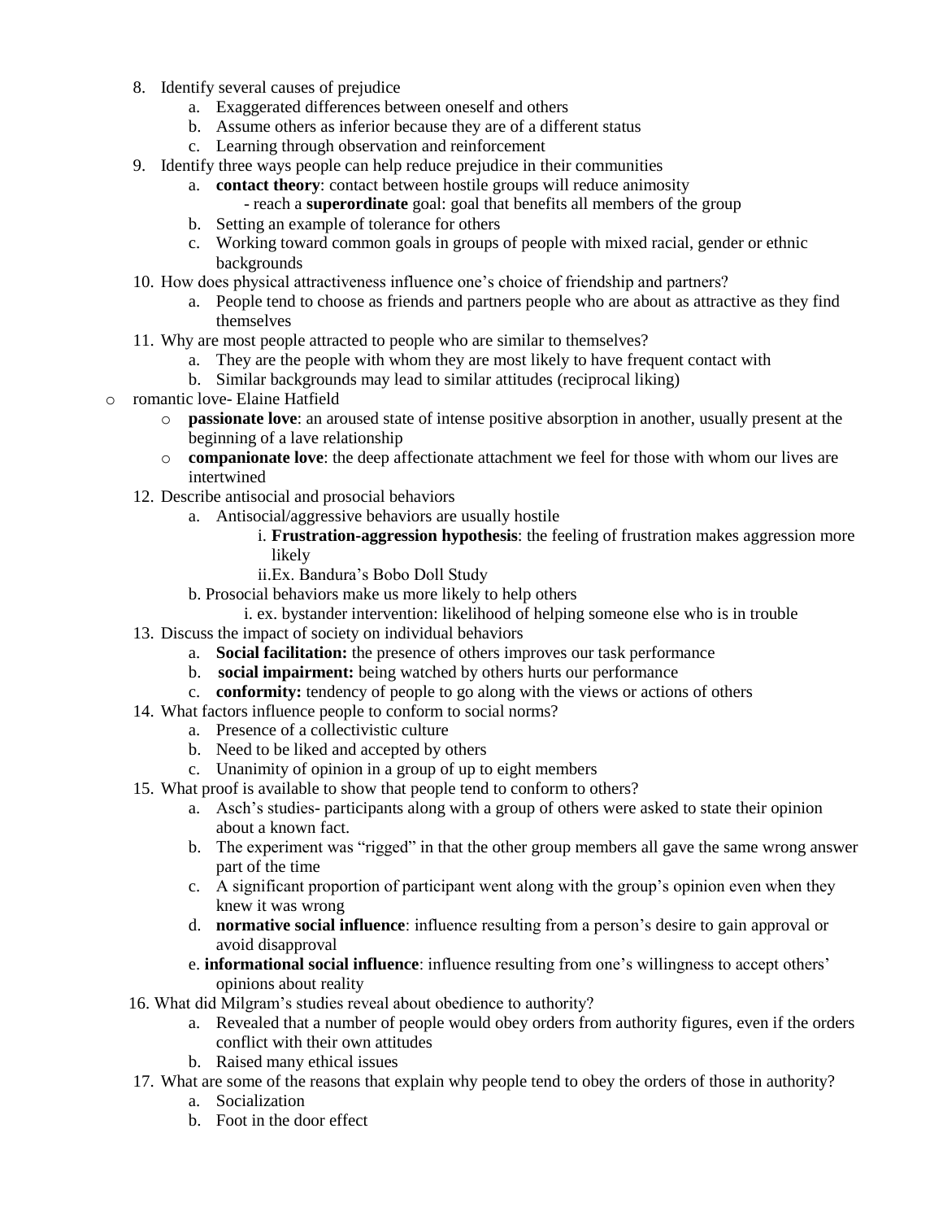8. Identify several causes of prejudice
    a. Exaggerated differences between oneself and others
    b. Assume others as inferior because they are of a different status
    c. Learning through observation and reinforcement
9. Identify three ways people can help reduce prejudice in their communities
    a. **contact theory**: contact between hostile groups will reduce animosity
        - reach a **superordinate** goal: goal that benefits all members of the group
    b. Setting an example of tolerance for others
    c. Working toward common goals in groups of people with mixed racial, gender or ethnic backgrounds
10. How does physical attractiveness influence one's choice of friendship and partners?
    a. People tend to choose as friends and partners people who are about as attractive as they find themselves
11. Why are most people attracted to people who are similar to themselves?
    a. They are the people with whom they are most likely to have frequent contact with
    b. Similar backgrounds may lead to similar attitudes (reciprocal liking)

- romantic love- Elaine Hatfield
    - **passionate love**: an aroused state of intense positive absorption in another, usually present at the beginning of a lave relationship
    - **companionate love**: the deep affectionate attachment we feel for those with whom our lives are intertwined

12. Describe antisocial and prosocial behaviors
    a. Antisocial/aggressive behaviors are usually hostile
        i. **Frustration-aggression hypothesis**: the feeling of frustration makes aggression more likely
        ii. Ex. Bandura's Bobo Doll Study
    b. Prosocial behaviors make us more likely to help others
        i. ex. bystander intervention: likelihood of helping someone else who is in trouble
13. Discuss the impact of society on individual behaviors
    a. **Social facilitation:** the presence of others improves our task performance
    b. **social impairment:** being watched by others hurts our performance
    c. **conformity:** tendency of people to go along with the views or actions of others
14. What factors influence people to conform to social norms?
    a. Presence of a collectivistic culture
    b. Need to be liked and accepted by others
    c. Unanimity of opinion in a group of up to eight members
15. What proof is available to show that people tend to conform to others?
    a. Asch's studies- participants along with a group of others were asked to state their opinion about a known fact.
    b. The experiment was "rigged" in that the other group members all gave the same wrong answer part of the time
    c. A significant proportion of participant went along with the group's opinion even when they knew it was wrong
    d. **normative social influence**: influence resulting from a person's desire to gain approval or avoid disapproval
    e. **informational social influence**: influence resulting from one's willingness to accept others' opinions about reality
16. What did Milgram's studies reveal about obedience to authority?
    a. Revealed that a number of people would obey orders from authority figures, even if the orders conflict with their own attitudes
    b. Raised many ethical issues
17. What are some of the reasons that explain why people tend to obey the orders of those in authority?
    a. Socialization
    b. Foot in the door effect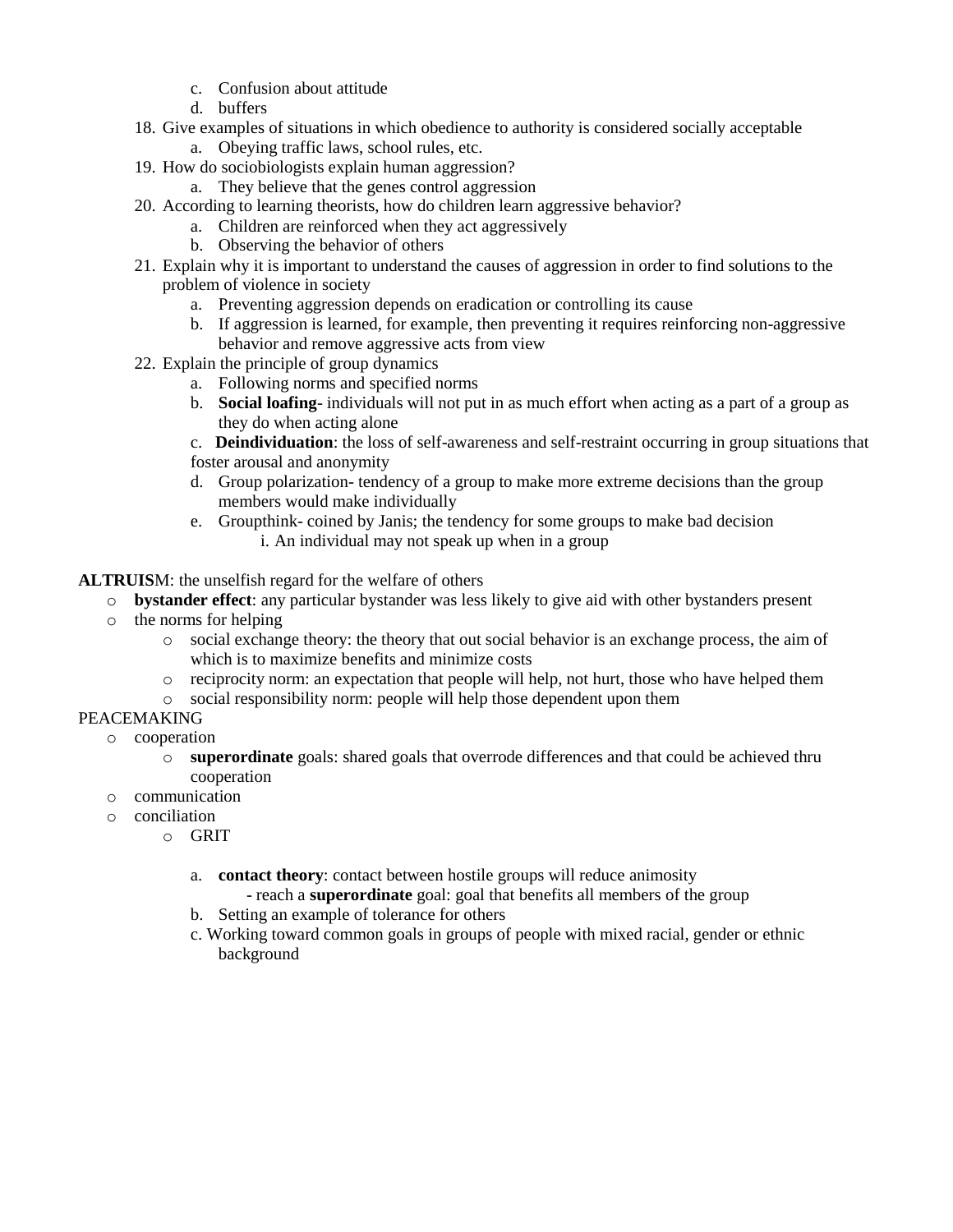c. Confusion about attitude
   d. buffers

18. Give examples of situations in which obedience to authority is considered socially acceptable
    a. Obeying traffic laws, school rules, etc.
19. How do sociobiologists explain human aggression?
    a. They believe that the genes control aggression
20. According to learning theorists, how do children learn aggressive behavior?
    a. Children are reinforced when they act aggressively
    b. Observing the behavior of others
21. Explain why it is important to understand the causes of aggression in order to find solutions to the problem of violence in society
    a. Preventing aggression depends on eradication or controlling its cause
    b. If aggression is learned, for example, then preventing it requires reinforcing non-aggressive behavior and remove aggressive acts from view
22. Explain the principle of group dynamics
    a. Following norms and specified norms
    b. **Social loafing**- individuals will not put in as much effort when acting as a part of a group as they do when acting alone
    c. **Deindividuation**: the loss of self-awareness and self-restraint occurring in group situations that foster arousal and anonymity
    d. Group polarization- tendency of a group to make more extreme decisions than the group members would make individually
    e. Groupthink- coined by Janis; the tendency for some groups to make bad decision
       i. An individual may not speak up when in a group

**ALTRUIS**M: the unselfish regard for the welfare of others

- **bystander effect**: any particular bystander was less likely to give aid with other bystanders present
- the norms for helping
  - social exchange theory: the theory that out social behavior is an exchange process, the aim of which is to maximize benefits and minimize costs
  - reciprocity norm: an expectation that people will help, not hurt, those who have helped them
  - social responsibility norm: people will help those dependent upon them

PEACEMAKING

- cooperation
  - **superordinate** goals: shared goals that overrode differences and that could be achieved thru cooperation
- communication
- conciliation
  - GRIT

a. **contact theory**: contact between hostile groups will reduce animosity
   - reach a **superordinate** goal: goal that benefits all members of the group
b. Setting an example of tolerance for others
c. Working toward common goals in groups of people with mixed racial, gender or ethnic background